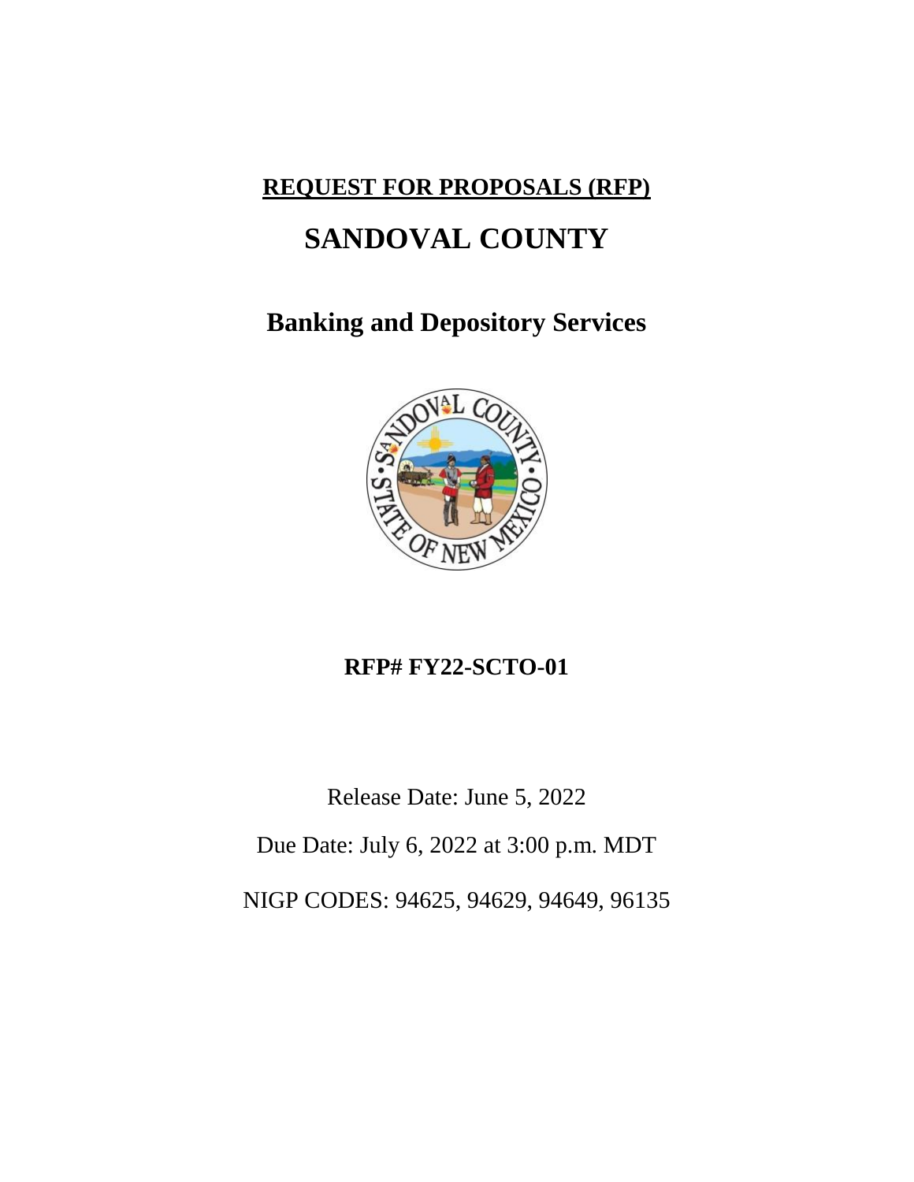**REQUEST FOR PROPOSALS (RFP)**

# SANDOVAL COUNTY

## Banking and Depository Services

**RFP# FY22-SCTO-01**

Release Date: June 5, 2022

Due Date: July 6, 2022 at 3:00 p.m. MDT

NIGP CODES: 94625, 94629, 94649, 96135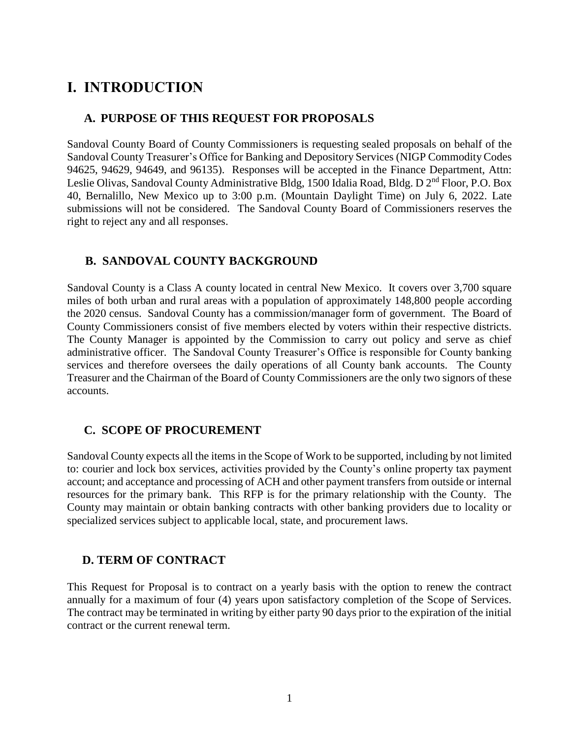# I. INTRODUCTION

## A. PURPOSE OF THIS REQUEST FOR PROPOSALS

Sandoval County Board of County Commissioners is requesting sealed proposals on behalf of the Sandoval County Treasurer's Office for Banking and Depository Services (NIGP Commodity Codes 94625, 94629, 94649, and 96135). Responses will be accepted in the Finance Department, Attn: Leslie Olivas, Sandoval County Administrative Bldg, 1500 Idalia Road, Bldg. D 2nd Floor, P.O. Box 40, Bernalillo, New Mexico up to 3:00 p.m. (Mountain Daylight Time) on July 6, 2022. Late submissions will not be considered. The Sandoval County Board of Commissioners reserves the right to reject any and all responses.

## B. SANDOVAL COUNTY BACKGROUND

Sandoval County is a Class A county located in central New Mexico. It covers over 3,700 square miles of both urban and rural areas with a population of approximately 148,800 people according the 2020 census. Sandoval County has a commission/manager form of government. The Board of County Commissioners consist of five members elected by voters within their respective districts. The County Manager is appointed by the Commission to carry out policy and serve as chief administrative officer. The Sandoval County Treasurer's Office is responsible for County banking services and therefore oversees the daily operations of all County bank accounts. The County Treasurer and the Chairman of the Board of County Commissioners are the only two signors of these accounts.

## C. SCOPE OF PROCUREMENT

Sandoval County expects all the items in the Scope of Work to be supported, including by not limited to: courier and lock box services, activities provided by the County's online property tax payment account; and acceptance and processing of ACH and other payment transfers from outside or internal resources for the primary bank. This RFP is for the primary relationship with the County. The County may maintain or obtain banking contracts with other banking providers due to locality or specialized services subject to applicable local, state, and procurement laws.

## D. TERM OF CONTRACT

This Request for Proposal is to contract on a yearly basis with the option to renew the contract annually for a maximum of four (4) years upon satisfactory completion of the Scope of Services. The contract may be terminated in writing by either party 90 days prior to the expiration of the initial contract or the current renewal term.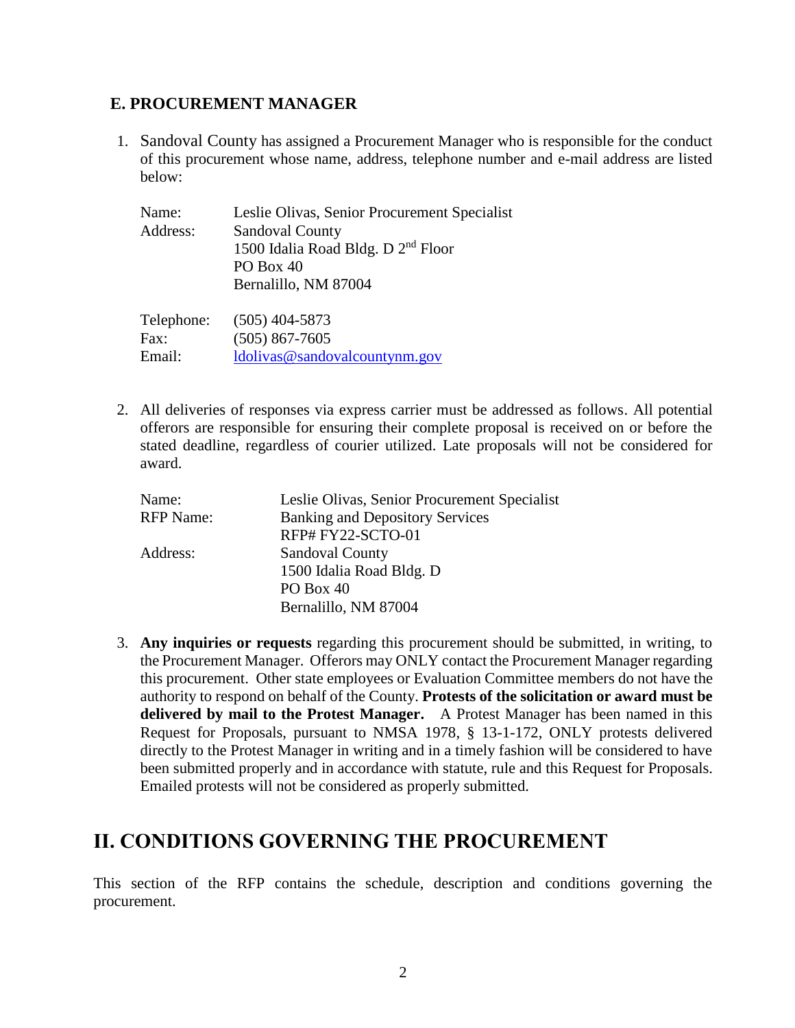### E. PROCUREMENT MANAGER

1. Sandoval County has assigned a Procurement Manager who is responsible for the conduct of this procurement whose name, address, telephone number and e-mail address are listed below:

   | | |
   |---|---|
   | Name: | Leslie Olivas, Senior Procurement Specialist |
   | Address: | Sandoval County<br>1500 Idalia Road Bldg. D 2nd Floor<br>PO Box 40<br>Bernalillo, NM 87004 |
   | Telephone: | (505) 404-5873 |
   | Fax: | (505) 867-7605 |
   | Email: | ldolivas@sandovalcountynm.gov |

2. All deliveries of responses via express carrier must be addressed as follows. All potential offerors are responsible for ensuring their complete proposal is received on or before the stated deadline, regardless of courier utilized. Late proposals will not be considered for award.

   | | |
   |---|---|
   | Name: | Leslie Olivas, Senior Procurement Specialist |
   | RFP Name: | Banking and Depository Services<br>RFP# FY22-SCTO-01 |
   | Address: | Sandoval County<br>1500 Idalia Road Bldg. D<br>PO Box 40<br>Bernalillo, NM 87004 |

3. **Any inquiries or requests** regarding this procurement should be submitted, in writing, to the Procurement Manager. Offerors may ONLY contact the Procurement Manager regarding this procurement. Other state employees or Evaluation Committee members do not have the authority to respond on behalf of the County. **Protests of the solicitation or award must be delivered by mail to the Protest Manager.** A Protest Manager has been named in this Request for Proposals, pursuant to NMSA 1978, § 13-1-172, ONLY protests delivered directly to the Protest Manager in writing and in a timely fashion will be considered to have been submitted properly and in accordance with statute, rule and this Request for Proposals. Emailed protests will not be considered as properly submitted.

# II. CONDITIONS GOVERNING THE PROCUREMENT

This section of the RFP contains the schedule, description and conditions governing the procurement.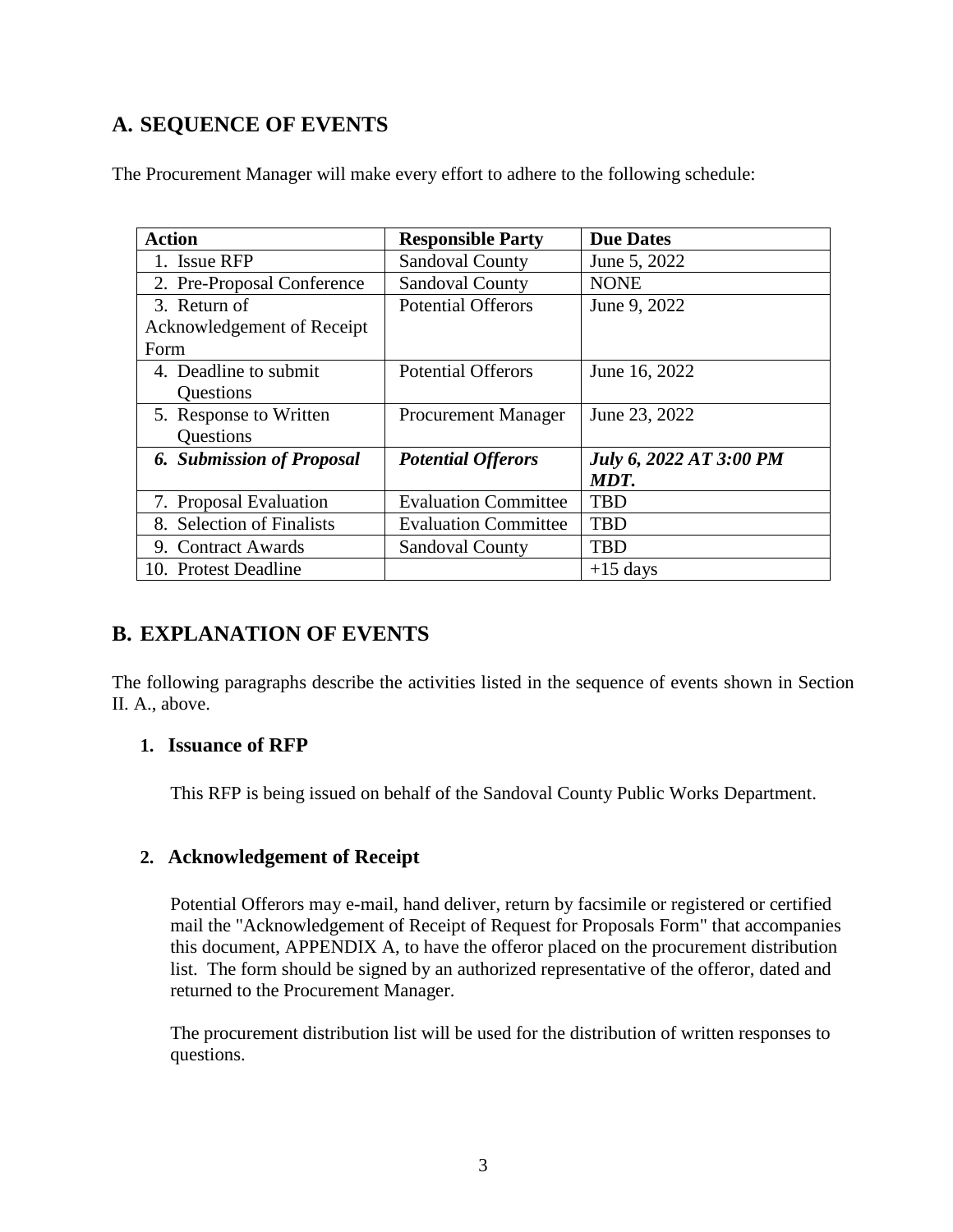## A. SEQUENCE OF EVENTS

The Procurement Manager will make every effort to adhere to the following schedule:

| Action | Responsible Party | Due Dates |
|---|---|---|
| 1. Issue RFP | Sandoval County | June 5, 2022 |
| 2. Pre-Proposal Conference | Sandoval County | NONE |
| 3. Return of Acknowledgement of Receipt Form | Potential Offerors | June 9, 2022 |
| 4. Deadline to submit Questions | Potential Offerors | June 16, 2022 |
| 5. Response to Written Questions | Procurement Manager | June 23, 2022 |
| ***6. Submission of Proposal*** | ***Potential Offerors*** | ***July 6, 2022 AT 3:00 PM MDT.*** |
| 7. Proposal Evaluation | Evaluation Committee | TBD |
| 8. Selection of Finalists | Evaluation Committee | TBD |
| 9. Contract Awards | Sandoval County | TBD |
| 10. Protest Deadline | | +15 days |

## B. EXPLANATION OF EVENTS

The following paragraphs describe the activities listed in the sequence of events shown in Section II. A., above.

### 1. Issuance of RFP

This RFP is being issued on behalf of the Sandoval County Public Works Department.

### 2. Acknowledgement of Receipt

Potential Offerors may e-mail, hand deliver, return by facsimile or registered or certified mail the "Acknowledgement of Receipt of Request for Proposals Form" that accompanies this document, APPENDIX A, to have the offeror placed on the procurement distribution list. The form should be signed by an authorized representative of the offeror, dated and returned to the Procurement Manager.

The procurement distribution list will be used for the distribution of written responses to questions.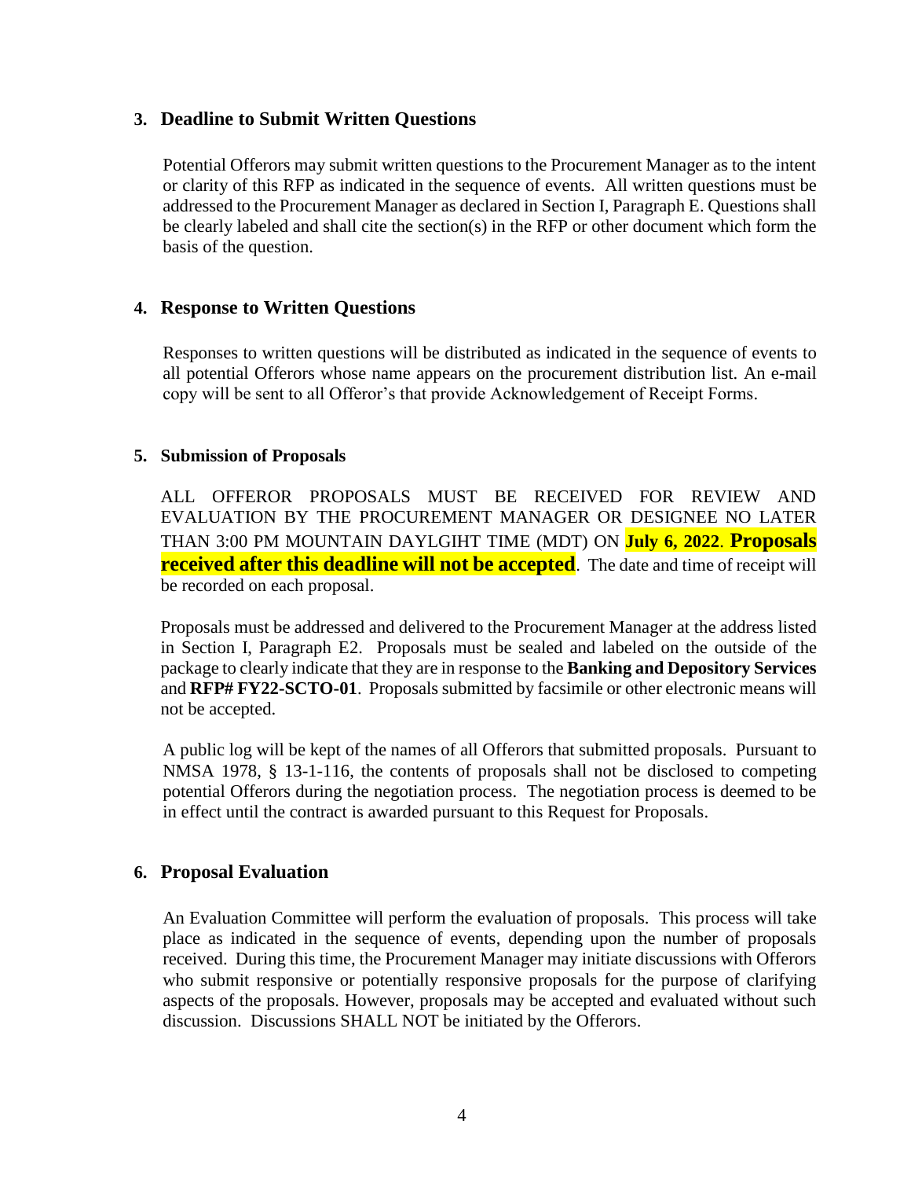### 3. Deadline to Submit Written Questions

Potential Offerors may submit written questions to the Procurement Manager as to the intent or clarity of this RFP as indicated in the sequence of events. All written questions must be addressed to the Procurement Manager as declared in Section I, Paragraph E. Questions shall be clearly labeled and shall cite the section(s) in the RFP or other document which form the basis of the question.

### 4. Response to Written Questions

Responses to written questions will be distributed as indicated in the sequence of events to all potential Offerors whose name appears on the procurement distribution list. An e-mail copy will be sent to all Offeror's that provide Acknowledgement of Receipt Forms.

### 5. Submission of Proposals

ALL OFFEROR PROPOSALS MUST BE RECEIVED FOR REVIEW AND EVALUATION BY THE PROCUREMENT MANAGER OR DESIGNEE NO LATER THAN 3:00 PM MOUNTAIN DAYLGIHT TIME (MDT) ON **July 6, 2022**. **Proposals received after this deadline will not be accepted**. The date and time of receipt will be recorded on each proposal.

Proposals must be addressed and delivered to the Procurement Manager at the address listed in Section I, Paragraph E2. Proposals must be sealed and labeled on the outside of the package to clearly indicate that they are in response to the **Banking and Depository Services** and **RFP# FY22-SCTO-01**. Proposals submitted by facsimile or other electronic means will not be accepted.

A public log will be kept of the names of all Offerors that submitted proposals. Pursuant to NMSA 1978, § 13-1-116, the contents of proposals shall not be disclosed to competing potential Offerors during the negotiation process. The negotiation process is deemed to be in effect until the contract is awarded pursuant to this Request for Proposals.

### 6. Proposal Evaluation

An Evaluation Committee will perform the evaluation of proposals. This process will take place as indicated in the sequence of events, depending upon the number of proposals received. During this time, the Procurement Manager may initiate discussions with Offerors who submit responsive or potentially responsive proposals for the purpose of clarifying aspects of the proposals. However, proposals may be accepted and evaluated without such discussion. Discussions SHALL NOT be initiated by the Offerors.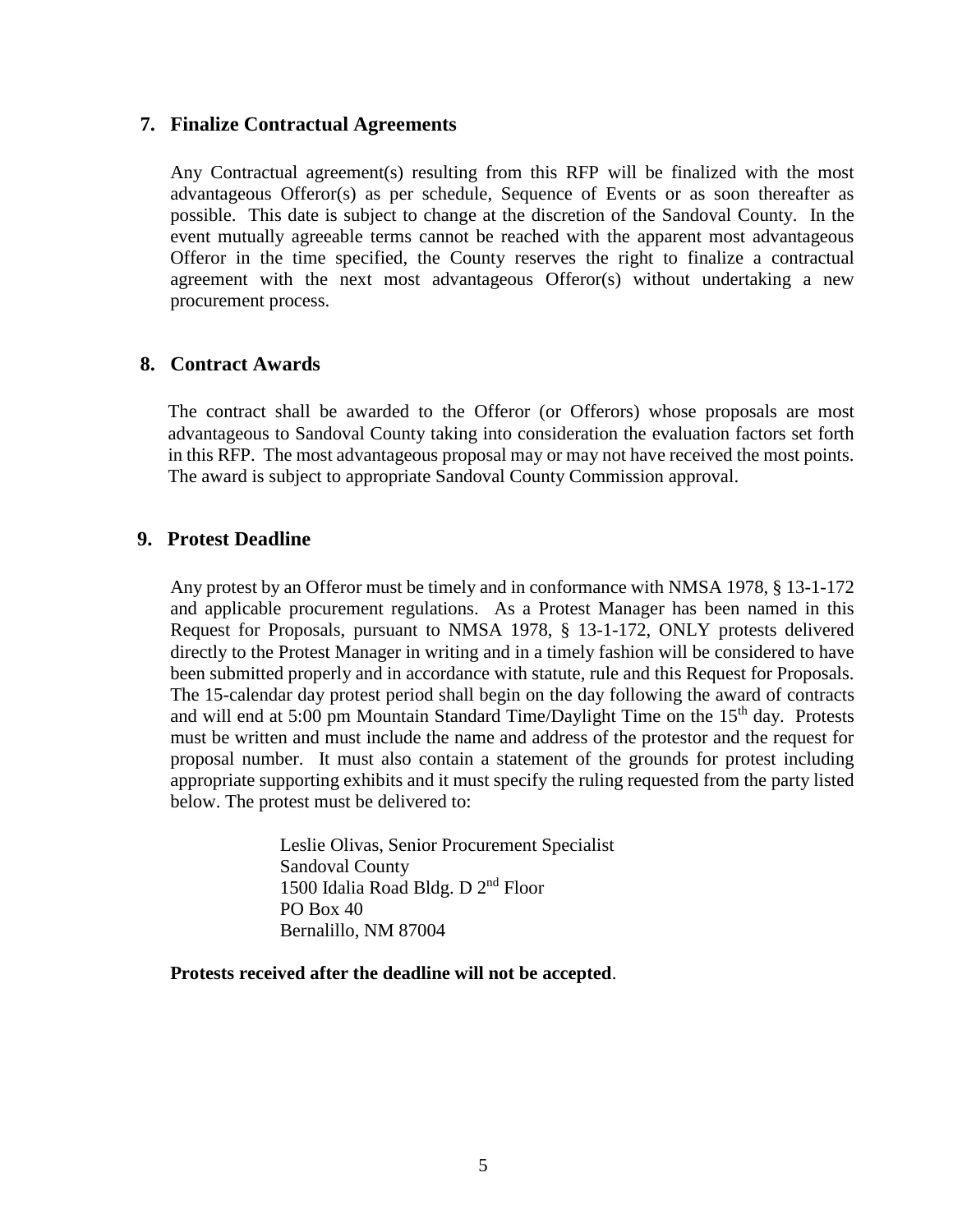## 7. Finalize Contractual Agreements

Any Contractual agreement(s) resulting from this RFP will be finalized with the most advantageous Offeror(s) as per schedule, Sequence of Events or as soon thereafter as possible. This date is subject to change at the discretion of the Sandoval County. In the event mutually agreeable terms cannot be reached with the apparent most advantageous Offeror in the time specified, the County reserves the right to finalize a contractual agreement with the next most advantageous Offeror(s) without undertaking a new procurement process.

## 8. Contract Awards

The contract shall be awarded to the Offeror (or Offerors) whose proposals are most advantageous to Sandoval County taking into consideration the evaluation factors set forth in this RFP. The most advantageous proposal may or may not have received the most points. The award is subject to appropriate Sandoval County Commission approval.

## 9. Protest Deadline

Any protest by an Offeror must be timely and in conformance with NMSA 1978, § 13-1-172 and applicable procurement regulations. As a Protest Manager has been named in this Request for Proposals, pursuant to NMSA 1978, § 13-1-172, ONLY protests delivered directly to the Protest Manager in writing and in a timely fashion will be considered to have been submitted properly and in accordance with statute, rule and this Request for Proposals. The 15-calendar day protest period shall begin on the day following the award of contracts and will end at 5:00 pm Mountain Standard Time/Daylight Time on the 15th day. Protests must be written and must include the name and address of the protestor and the request for proposal number. It must also contain a statement of the grounds for protest including appropriate supporting exhibits and it must specify the ruling requested from the party listed below. The protest must be delivered to:

Leslie Olivas, Senior Procurement Specialist
Sandoval County
1500 Idalia Road Bldg. D 2nd Floor
PO Box 40
Bernalillo, NM 87004

**Protests received after the deadline will not be accepted**.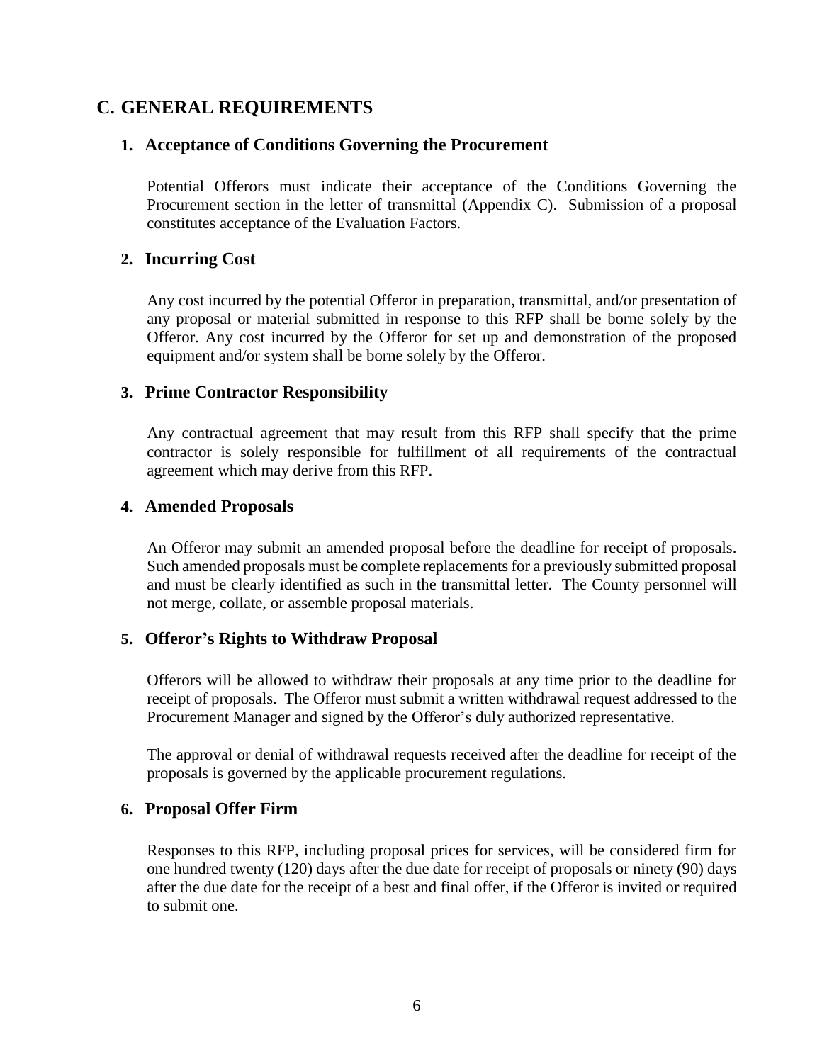## C. GENERAL REQUIREMENTS

### 1. Acceptance of Conditions Governing the Procurement

Potential Offerors must indicate their acceptance of the Conditions Governing the Procurement section in the letter of transmittal (Appendix C). Submission of a proposal constitutes acceptance of the Evaluation Factors.

### 2. Incurring Cost

Any cost incurred by the potential Offeror in preparation, transmittal, and/or presentation of any proposal or material submitted in response to this RFP shall be borne solely by the Offeror. Any cost incurred by the Offeror for set up and demonstration of the proposed equipment and/or system shall be borne solely by the Offeror.

### 3. Prime Contractor Responsibility

Any contractual agreement that may result from this RFP shall specify that the prime contractor is solely responsible for fulfillment of all requirements of the contractual agreement which may derive from this RFP.

### 4. Amended Proposals

An Offeror may submit an amended proposal before the deadline for receipt of proposals. Such amended proposals must be complete replacements for a previously submitted proposal and must be clearly identified as such in the transmittal letter. The County personnel will not merge, collate, or assemble proposal materials.

### 5. Offeror's Rights to Withdraw Proposal

Offerors will be allowed to withdraw their proposals at any time prior to the deadline for receipt of proposals. The Offeror must submit a written withdrawal request addressed to the Procurement Manager and signed by the Offeror's duly authorized representative.

The approval or denial of withdrawal requests received after the deadline for receipt of the proposals is governed by the applicable procurement regulations.

### 6. Proposal Offer Firm

Responses to this RFP, including proposal prices for services, will be considered firm for one hundred twenty (120) days after the due date for receipt of proposals or ninety (90) days after the due date for the receipt of a best and final offer, if the Offeror is invited or required to submit one.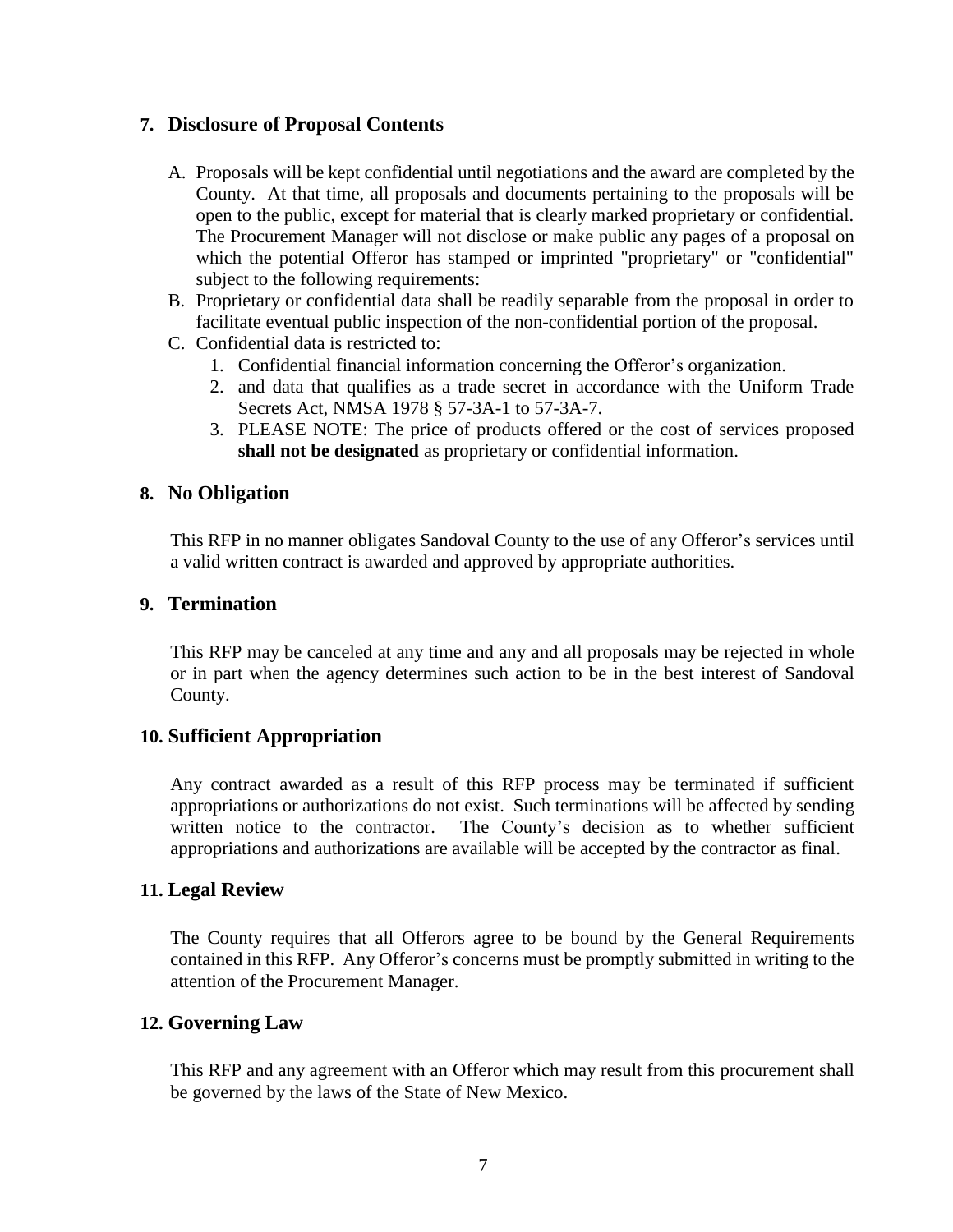## 7. Disclosure of Proposal Contents

A. Proposals will be kept confidential until negotiations and the award are completed by the County. At that time, all proposals and documents pertaining to the proposals will be open to the public, except for material that is clearly marked proprietary or confidential. The Procurement Manager will not disclose or make public any pages of a proposal on which the potential Offeror has stamped or imprinted "proprietary" or "confidential" subject to the following requirements:

B. Proprietary or confidential data shall be readily separable from the proposal in order to facilitate eventual public inspection of the non-confidential portion of the proposal.

C. Confidential data is restricted to:
   1. Confidential financial information concerning the Offeror's organization.
   2. and data that qualifies as a trade secret in accordance with the Uniform Trade Secrets Act, NMSA 1978 § 57-3A-1 to 57-3A-7.
   3. PLEASE NOTE: The price of products offered or the cost of services proposed **shall not be designated** as proprietary or confidential information.

## 8. No Obligation

This RFP in no manner obligates Sandoval County to the use of any Offeror's services until a valid written contract is awarded and approved by appropriate authorities.

## 9. Termination

This RFP may be canceled at any time and any and all proposals may be rejected in whole or in part when the agency determines such action to be in the best interest of Sandoval County.

## 10. Sufficient Appropriation

Any contract awarded as a result of this RFP process may be terminated if sufficient appropriations or authorizations do not exist. Such terminations will be affected by sending written notice to the contractor. The County's decision as to whether sufficient appropriations and authorizations are available will be accepted by the contractor as final.

## 11. Legal Review

The County requires that all Offerors agree to be bound by the General Requirements contained in this RFP. Any Offeror's concerns must be promptly submitted in writing to the attention of the Procurement Manager.

## 12. Governing Law

This RFP and any agreement with an Offeror which may result from this procurement shall be governed by the laws of the State of New Mexico.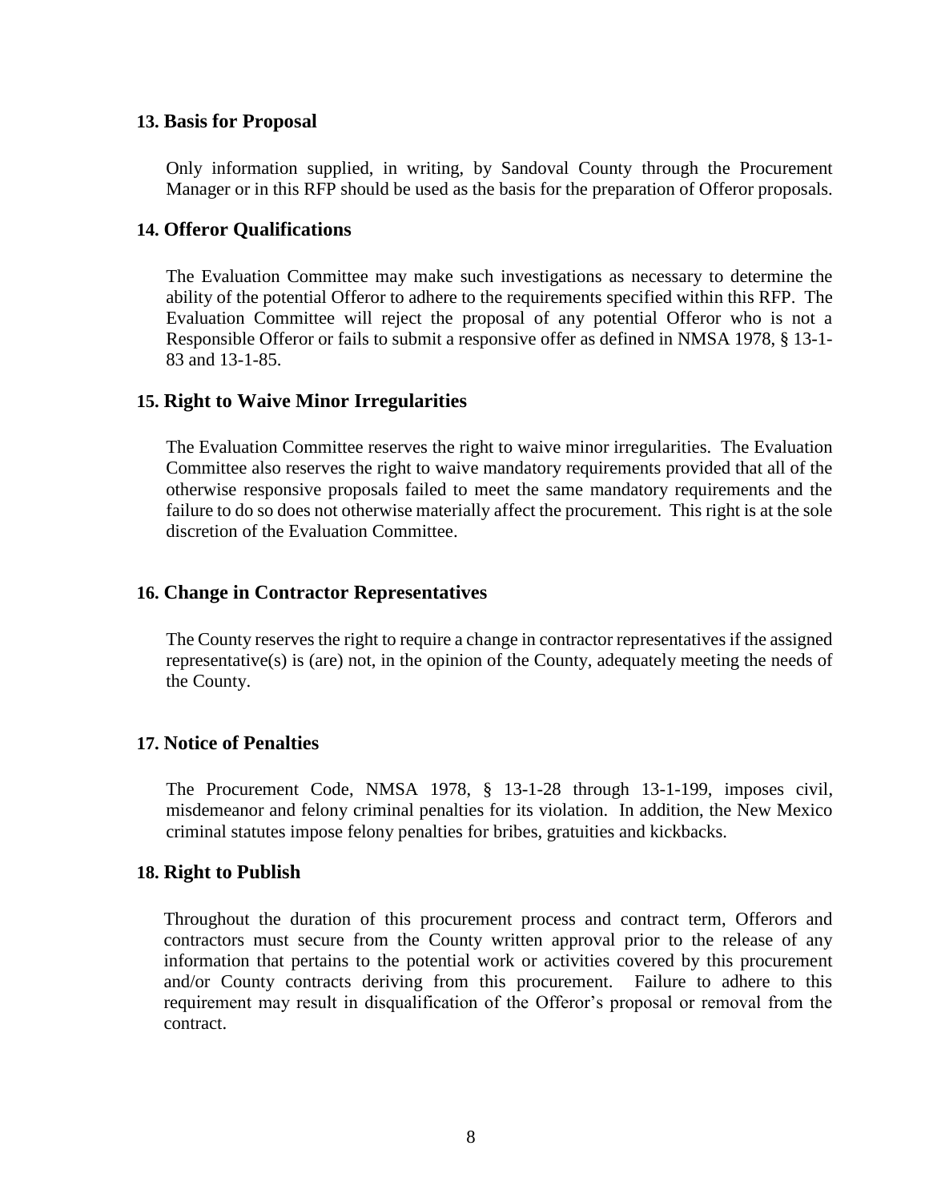### 13. Basis for Proposal

Only information supplied, in writing, by Sandoval County through the Procurement Manager or in this RFP should be used as the basis for the preparation of Offeror proposals.

### 14. Offeror Qualifications

The Evaluation Committee may make such investigations as necessary to determine the ability of the potential Offeror to adhere to the requirements specified within this RFP. The Evaluation Committee will reject the proposal of any potential Offeror who is not a Responsible Offeror or fails to submit a responsive offer as defined in NMSA 1978, § 13-1-83 and 13-1-85.

### 15. Right to Waive Minor Irregularities

The Evaluation Committee reserves the right to waive minor irregularities. The Evaluation Committee also reserves the right to waive mandatory requirements provided that all of the otherwise responsive proposals failed to meet the same mandatory requirements and the failure to do so does not otherwise materially affect the procurement. This right is at the sole discretion of the Evaluation Committee.

### 16. Change in Contractor Representatives

The County reserves the right to require a change in contractor representatives if the assigned representative(s) is (are) not, in the opinion of the County, adequately meeting the needs of the County.

### 17. Notice of Penalties

The Procurement Code, NMSA 1978, § 13-1-28 through 13-1-199, imposes civil, misdemeanor and felony criminal penalties for its violation. In addition, the New Mexico criminal statutes impose felony penalties for bribes, gratuities and kickbacks.

### 18. Right to Publish

Throughout the duration of this procurement process and contract term, Offerors and contractors must secure from the County written approval prior to the release of any information that pertains to the potential work or activities covered by this procurement and/or County contracts deriving from this procurement. Failure to adhere to this requirement may result in disqualification of the Offeror's proposal or removal from the contract.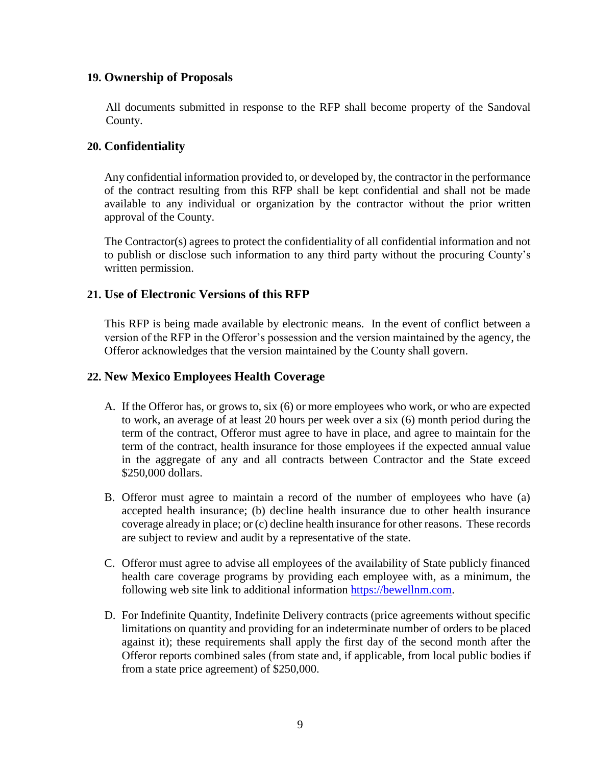## 19. Ownership of Proposals

All documents submitted in response to the RFP shall become property of the Sandoval County.

## 20. Confidentiality

Any confidential information provided to, or developed by, the contractor in the performance of the contract resulting from this RFP shall be kept confidential and shall not be made available to any individual or organization by the contractor without the prior written approval of the County.

The Contractor(s) agrees to protect the confidentiality of all confidential information and not to publish or disclose such information to any third party without the procuring County's written permission.

## 21. Use of Electronic Versions of this RFP

This RFP is being made available by electronic means. In the event of conflict between a version of the RFP in the Offeror's possession and the version maintained by the agency, the Offeror acknowledges that the version maintained by the County shall govern.

## 22. New Mexico Employees Health Coverage

A. If the Offeror has, or grows to, six (6) or more employees who work, or who are expected to work, an average of at least 20 hours per week over a six (6) month period during the term of the contract, Offeror must agree to have in place, and agree to maintain for the term of the contract, health insurance for those employees if the expected annual value in the aggregate of any and all contracts between Contractor and the State exceed $250,000 dollars.

B. Offeror must agree to maintain a record of the number of employees who have (a) accepted health insurance; (b) decline health insurance due to other health insurance coverage already in place; or (c) decline health insurance for other reasons. These records are subject to review and audit by a representative of the state.

C. Offeror must agree to advise all employees of the availability of State publicly financed health care coverage programs by providing each employee with, as a minimum, the following web site link to additional information https://bewellnm.com.

D. For Indefinite Quantity, Indefinite Delivery contracts (price agreements without specific limitations on quantity and providing for an indeterminate number of orders to be placed against it); these requirements shall apply the first day of the second month after the Offeror reports combined sales (from state and, if applicable, from local public bodies if from a state price agreement) of $250,000.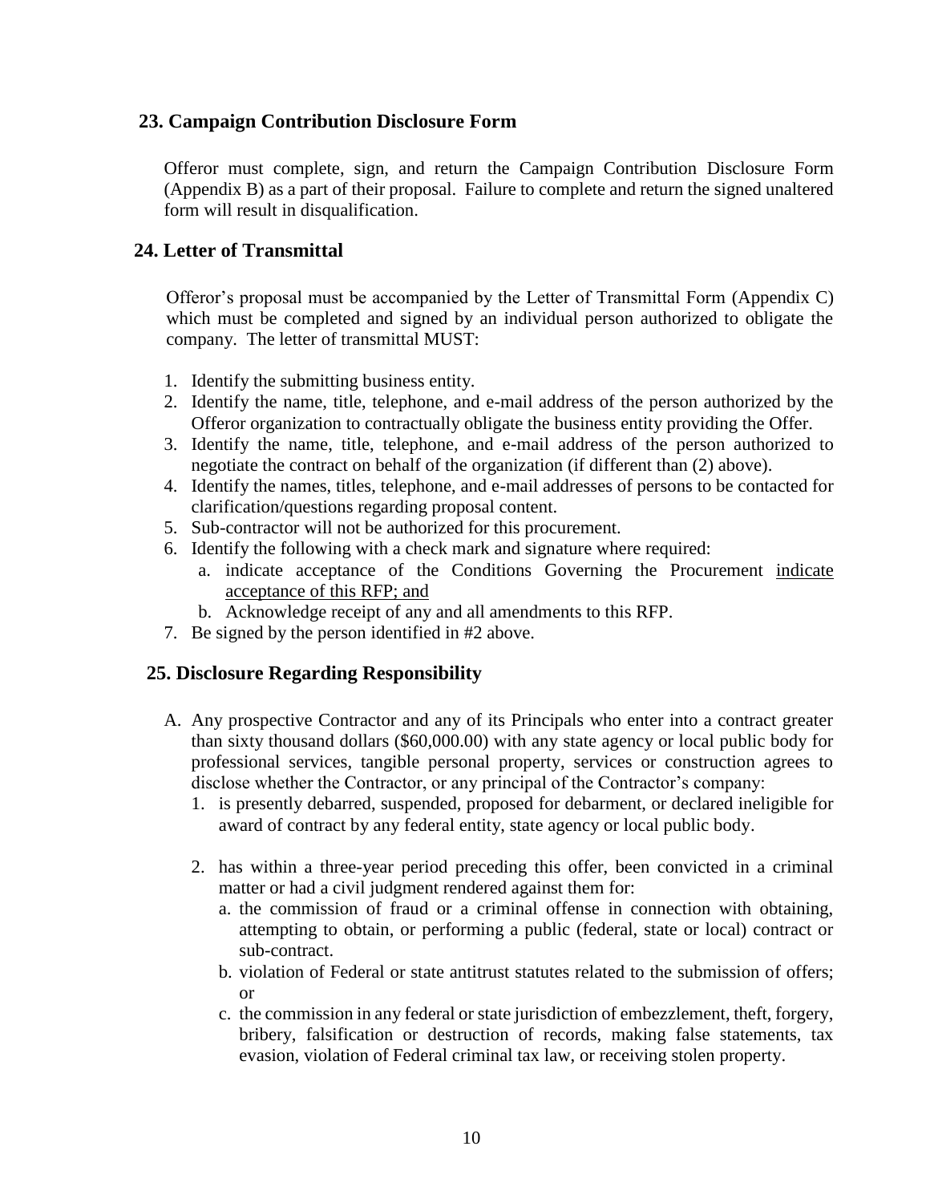## 23. Campaign Contribution Disclosure Form

Offeror must complete, sign, and return the Campaign Contribution Disclosure Form (Appendix B) as a part of their proposal. Failure to complete and return the signed unaltered form will result in disqualification.

## 24. Letter of Transmittal

Offeror's proposal must be accompanied by the Letter of Transmittal Form (Appendix C) which must be completed and signed by an individual person authorized to obligate the company. The letter of transmittal MUST:

1. Identify the submitting business entity.
2. Identify the name, title, telephone, and e-mail address of the person authorized by the Offeror organization to contractually obligate the business entity providing the Offer.
3. Identify the name, title, telephone, and e-mail address of the person authorized to negotiate the contract on behalf of the organization (if different than (2) above).
4. Identify the names, titles, telephone, and e-mail addresses of persons to be contacted for clarification/questions regarding proposal content.
5. Sub-contractor will not be authorized for this procurement.
6. Identify the following with a check mark and signature where required:
   a. indicate acceptance of the Conditions Governing the Procurement <u>indicate acceptance of this RFP; and</u>
   b. Acknowledge receipt of any and all amendments to this RFP.
7. Be signed by the person identified in #2 above.

## 25. Disclosure Regarding Responsibility

A. Any prospective Contractor and any of its Principals who enter into a contract greater than sixty thousand dollars ($60,000.00) with any state agency or local public body for professional services, tangible personal property, services or construction agrees to disclose whether the Contractor, or any principal of the Contractor's company:
   1. is presently debarred, suspended, proposed for debarment, or declared ineligible for award of contract by any federal entity, state agency or local public body.
   2. has within a three-year period preceding this offer, been convicted in a criminal matter or had a civil judgment rendered against them for:
      a. the commission of fraud or a criminal offense in connection with obtaining, attempting to obtain, or performing a public (federal, state or local) contract or sub-contract.
      b. violation of Federal or state antitrust statutes related to the submission of offers; or
      c. the commission in any federal or state jurisdiction of embezzlement, theft, forgery, bribery, falsification or destruction of records, making false statements, tax evasion, violation of Federal criminal tax law, or receiving stolen property.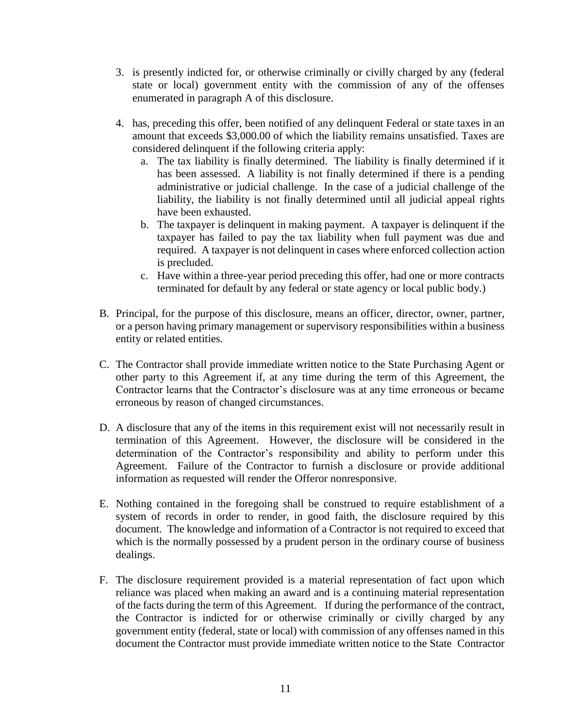3. is presently indicted for, or otherwise criminally or civilly charged by any (federal state or local) government entity with the commission of any of the offenses enumerated in paragraph A of this disclosure.

4. has, preceding this offer, been notified of any delinquent Federal or state taxes in an amount that exceeds $3,000.00 of which the liability remains unsatisfied. Taxes are considered delinquent if the following criteria apply:
   a. The tax liability is finally determined. The liability is finally determined if it has been assessed. A liability is not finally determined if there is a pending administrative or judicial challenge. In the case of a judicial challenge of the liability, the liability is not finally determined until all judicial appeal rights have been exhausted.
   b. The taxpayer is delinquent in making payment. A taxpayer is delinquent if the taxpayer has failed to pay the tax liability when full payment was due and required. A taxpayer is not delinquent in cases where enforced collection action is precluded.
   c. Have within a three-year period preceding this offer, had one or more contracts terminated for default by any federal or state agency or local public body.)

B. Principal, for the purpose of this disclosure, means an officer, director, owner, partner, or a person having primary management or supervisory responsibilities within a business entity or related entities.

C. The Contractor shall provide immediate written notice to the State Purchasing Agent or other party to this Agreement if, at any time during the term of this Agreement, the Contractor learns that the Contractor's disclosure was at any time erroneous or became erroneous by reason of changed circumstances.

D. A disclosure that any of the items in this requirement exist will not necessarily result in termination of this Agreement. However, the disclosure will be considered in the determination of the Contractor's responsibility and ability to perform under this Agreement. Failure of the Contractor to furnish a disclosure or provide additional information as requested will render the Offeror nonresponsive.

E. Nothing contained in the foregoing shall be construed to require establishment of a system of records in order to render, in good faith, the disclosure required by this document. The knowledge and information of a Contractor is not required to exceed that which is the normally possessed by a prudent person in the ordinary course of business dealings.

F. The disclosure requirement provided is a material representation of fact upon which reliance was placed when making an award and is a continuing material representation of the facts during the term of this Agreement. If during the performance of the contract, the Contractor is indicted for or otherwise criminally or civilly charged by any government entity (federal, state or local) with commission of any offenses named in this document the Contractor must provide immediate written notice to the State Contractor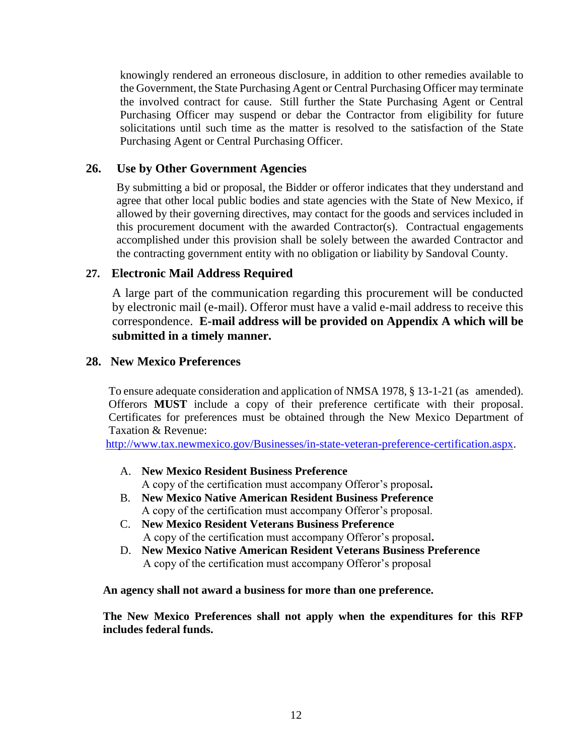knowingly rendered an erroneous disclosure, in addition to other remedies available to the Government, the State Purchasing Agent or Central Purchasing Officer may terminate the involved contract for cause. Still further the State Purchasing Agent or Central Purchasing Officer may suspend or debar the Contractor from eligibility for future solicitations until such time as the matter is resolved to the satisfaction of the State Purchasing Agent or Central Purchasing Officer.

## 26. Use by Other Government Agencies

By submitting a bid or proposal, the Bidder or offeror indicates that they understand and agree that other local public bodies and state agencies with the State of New Mexico, if allowed by their governing directives, may contact for the goods and services included in this procurement document with the awarded Contractor(s). Contractual engagements accomplished under this provision shall be solely between the awarded Contractor and the contracting government entity with no obligation or liability by Sandoval County.

## 27. Electronic Mail Address Required

A large part of the communication regarding this procurement will be conducted by electronic mail (e-mail). Offeror must have a valid e-mail address to receive this correspondence. **E-mail address will be provided on Appendix A which will be submitted in a timely manner.**

## 28. New Mexico Preferences

To ensure adequate consideration and application of NMSA 1978, § 13-1-21 (as amended). Offerors **MUST** include a copy of their preference certificate with their proposal. Certificates for preferences must be obtained through the New Mexico Department of Taxation & Revenue:
http://www.tax.newmexico.gov/Businesses/in-state-veteran-preference-certification.aspx.

A. **New Mexico Resident Business Preference**
   A copy of the certification must accompany Offeror's proposal**.**
B. **New Mexico Native American Resident Business Preference**
   A copy of the certification must accompany Offeror's proposal.
C. **New Mexico Resident Veterans Business Preference**
   A copy of the certification must accompany Offeror's proposal**.**
D. **New Mexico Native American Resident Veterans Business Preference**
   A copy of the certification must accompany Offeror's proposal

**An agency shall not award a business for more than one preference.**

**The New Mexico Preferences shall not apply when the expenditures for this RFP includes federal funds.**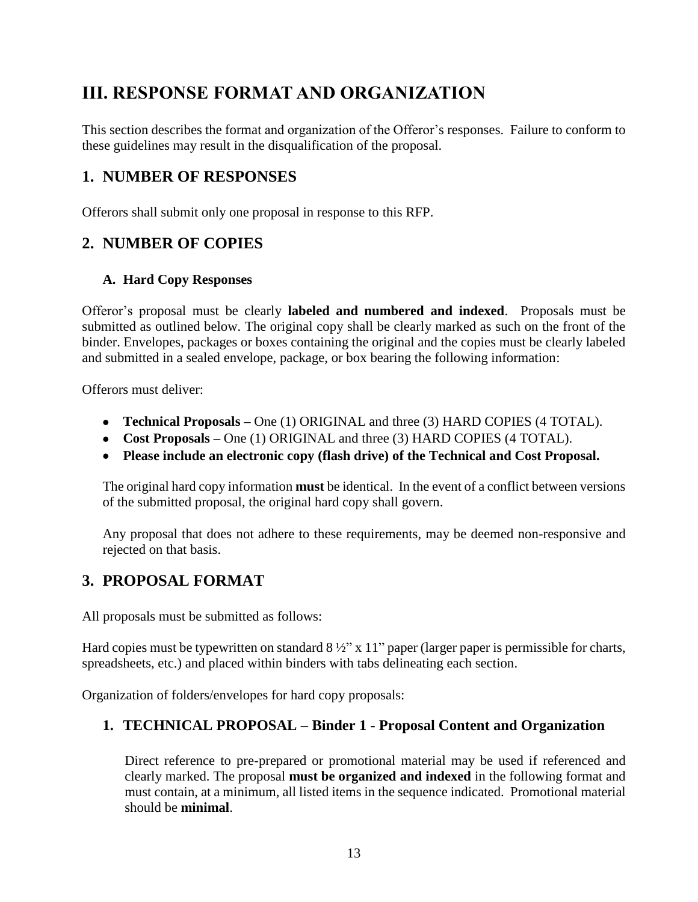# III. RESPONSE FORMAT AND ORGANIZATION

This section describes the format and organization of the Offeror's responses. Failure to conform to these guidelines may result in the disqualification of the proposal.

## 1. NUMBER OF RESPONSES

Offerors shall submit only one proposal in response to this RFP.

## 2. NUMBER OF COPIES

### A. Hard Copy Responses

Offeror's proposal must be clearly **labeled and numbered and indexed**. Proposals must be submitted as outlined below. The original copy shall be clearly marked as such on the front of the binder. Envelopes, packages or boxes containing the original and the copies must be clearly labeled and submitted in a sealed envelope, package, or box bearing the following information:

Offerors must deliver:

- **Technical Proposals –** One (1) ORIGINAL and three (3) HARD COPIES (4 TOTAL).
- **Cost Proposals –** One (1) ORIGINAL and three (3) HARD COPIES (4 TOTAL).
- **Please include an electronic copy (flash drive) of the Technical and Cost Proposal.**

The original hard copy information **must** be identical. In the event of a conflict between versions of the submitted proposal, the original hard copy shall govern.

Any proposal that does not adhere to these requirements, may be deemed non-responsive and rejected on that basis.

## 3. PROPOSAL FORMAT

All proposals must be submitted as follows:

Hard copies must be typewritten on standard 8 ½" x 11" paper (larger paper is permissible for charts, spreadsheets, etc.) and placed within binders with tabs delineating each section.

Organization of folders/envelopes for hard copy proposals:

### 1. TECHNICAL PROPOSAL – Binder 1 - Proposal Content and Organization

Direct reference to pre-prepared or promotional material may be used if referenced and clearly marked. The proposal **must be organized and indexed** in the following format and must contain, at a minimum, all listed items in the sequence indicated. Promotional material should be **minimal**.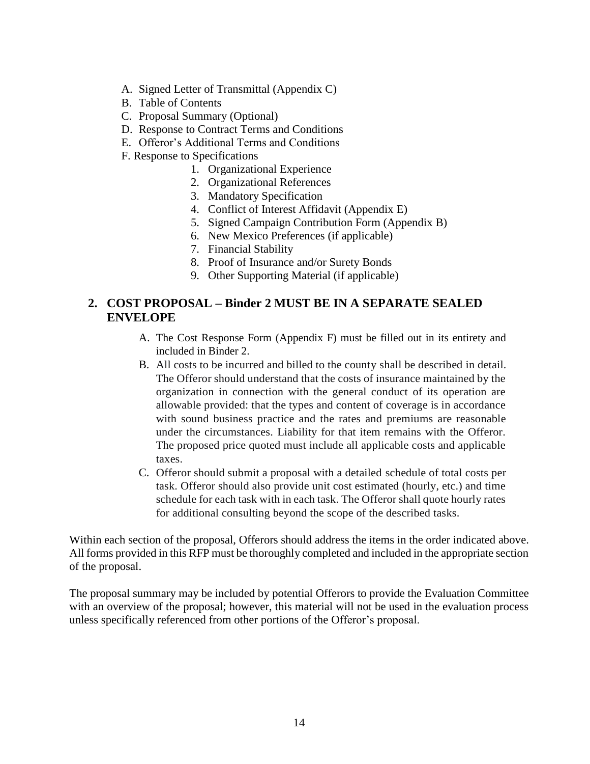A. Signed Letter of Transmittal (Appendix C)
B. Table of Contents
C. Proposal Summary (Optional)
D. Response to Contract Terms and Conditions
E. Offeror's Additional Terms and Conditions
F. Response to Specifications
    1. Organizational Experience
    2. Organizational References
    3. Mandatory Specification
    4. Conflict of Interest Affidavit (Appendix E)
    5. Signed Campaign Contribution Form (Appendix B)
    6. New Mexico Preferences (if applicable)
    7. Financial Stability
    8. Proof of Insurance and/or Surety Bonds
    9. Other Supporting Material (if applicable)

## 2. COST PROPOSAL – Binder 2 MUST BE IN A SEPARATE SEALED ENVELOPE

A. The Cost Response Form (Appendix F) must be filled out in its entirety and included in Binder 2.

B. All costs to be incurred and billed to the county shall be described in detail. The Offeror should understand that the costs of insurance maintained by the organization in connection with the general conduct of its operation are allowable provided: that the types and content of coverage is in accordance with sound business practice and the rates and premiums are reasonable under the circumstances. Liability for that item remains with the Offeror. The proposed price quoted must include all applicable costs and applicable taxes.

C. Offeror should submit a proposal with a detailed schedule of total costs per task. Offeror should also provide unit cost estimated (hourly, etc.) and time schedule for each task with in each task. The Offeror shall quote hourly rates for additional consulting beyond the scope of the described tasks.

Within each section of the proposal, Offerors should address the items in the order indicated above. All forms provided in this RFP must be thoroughly completed and included in the appropriate section of the proposal.

The proposal summary may be included by potential Offerors to provide the Evaluation Committee with an overview of the proposal; however, this material will not be used in the evaluation process unless specifically referenced from other portions of the Offeror's proposal.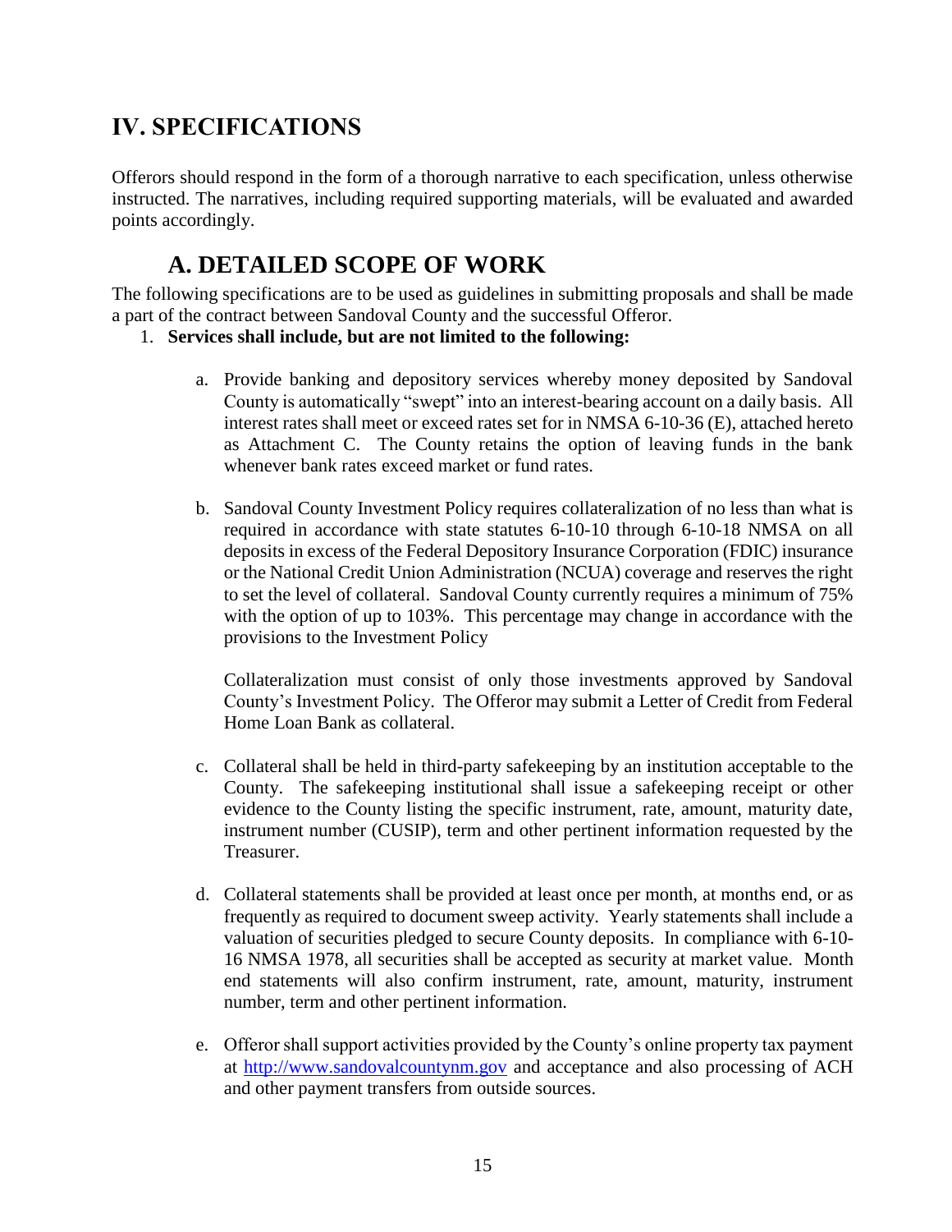# IV. SPECIFICATIONS

Offerors should respond in the form of a thorough narrative to each specification, unless otherwise instructed. The narratives, including required supporting materials, will be evaluated and awarded points accordingly.

## A. DETAILED SCOPE OF WORK

The following specifications are to be used as guidelines in submitting proposals and shall be made a part of the contract between Sandoval County and the successful Offeror.

1. **Services shall include, but are not limited to the following:**

   a. Provide banking and depository services whereby money deposited by Sandoval County is automatically "swept" into an interest-bearing account on a daily basis. All interest rates shall meet or exceed rates set for in NMSA 6-10-36 (E), attached hereto as Attachment C. The County retains the option of leaving funds in the bank whenever bank rates exceed market or fund rates.

   b. Sandoval County Investment Policy requires collateralization of no less than what is required in accordance with state statutes 6-10-10 through 6-10-18 NMSA on all deposits in excess of the Federal Depository Insurance Corporation (FDIC) insurance or the National Credit Union Administration (NCUA) coverage and reserves the right to set the level of collateral. Sandoval County currently requires a minimum of 75% with the option of up to 103%. This percentage may change in accordance with the provisions to the Investment Policy

      Collateralization must consist of only those investments approved by Sandoval County's Investment Policy. The Offeror may submit a Letter of Credit from Federal Home Loan Bank as collateral.

   c. Collateral shall be held in third-party safekeeping by an institution acceptable to the County. The safekeeping institutional shall issue a safekeeping receipt or other evidence to the County listing the specific instrument, rate, amount, maturity date, instrument number (CUSIP), term and other pertinent information requested by the Treasurer.

   d. Collateral statements shall be provided at least once per month, at months end, or as frequently as required to document sweep activity. Yearly statements shall include a valuation of securities pledged to secure County deposits. In compliance with 6-10-16 NMSA 1978, all securities shall be accepted as security at market value. Month end statements will also confirm instrument, rate, amount, maturity, instrument number, term and other pertinent information.

   e. Offeror shall support activities provided by the County's online property tax payment at http://www.sandovalcountynm.gov and acceptance and also processing of ACH and other payment transfers from outside sources.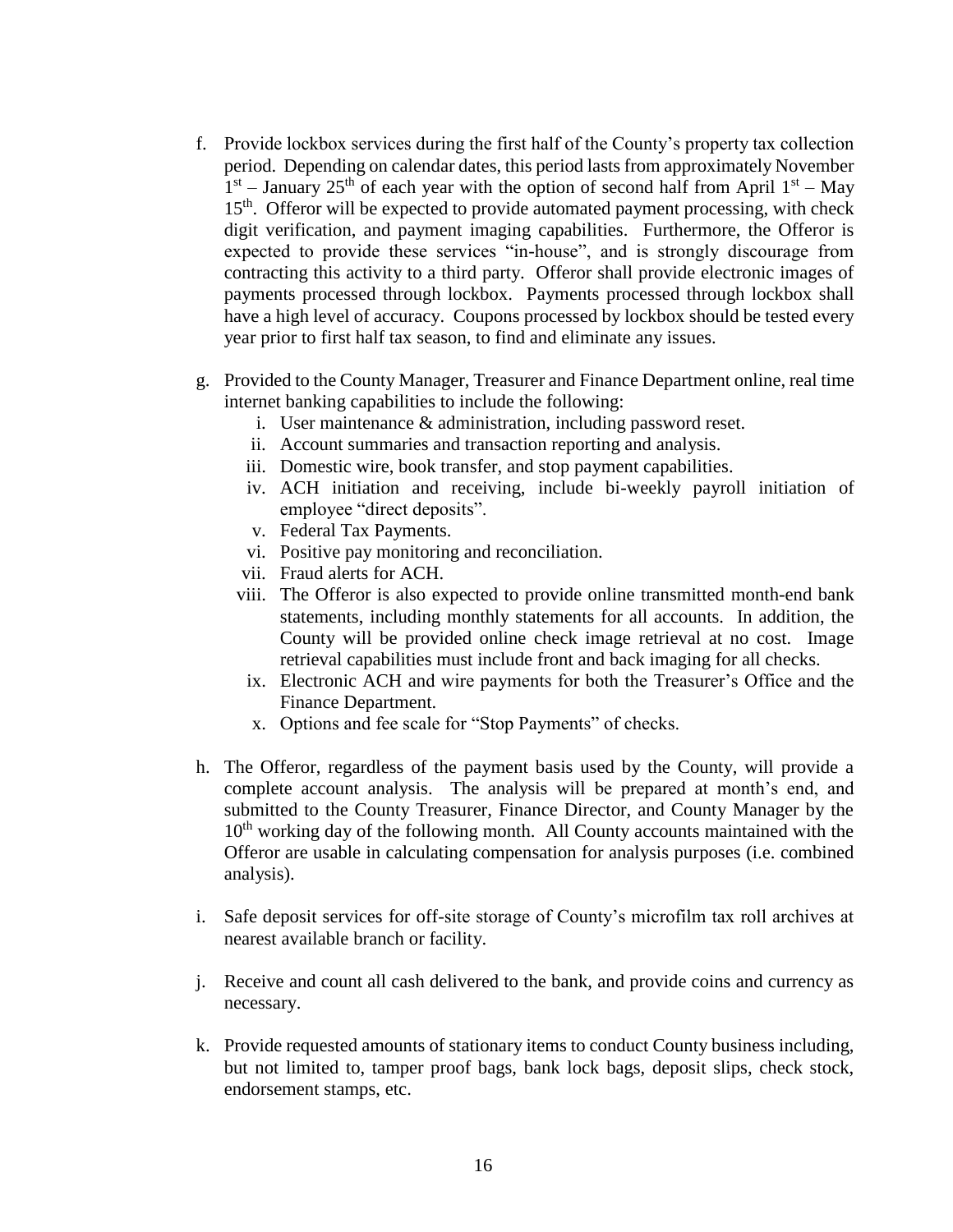f. Provide lockbox services during the first half of the County's property tax collection period. Depending on calendar dates, this period lasts from approximately November 1st – January 25th of each year with the option of second half from April 1st – May 15th. Offeror will be expected to provide automated payment processing, with check digit verification, and payment imaging capabilities. Furthermore, the Offeror is expected to provide these services "in-house", and is strongly discourage from contracting this activity to a third party. Offeror shall provide electronic images of payments processed through lockbox. Payments processed through lockbox shall have a high level of accuracy. Coupons processed by lockbox should be tested every year prior to first half tax season, to find and eliminate any issues.

g. Provided to the County Manager, Treasurer and Finance Department online, real time internet banking capabilities to include the following:
   i. User maintenance & administration, including password reset.
   ii. Account summaries and transaction reporting and analysis.
   iii. Domestic wire, book transfer, and stop payment capabilities.
   iv. ACH initiation and receiving, include bi-weekly payroll initiation of employee "direct deposits".
   v. Federal Tax Payments.
   vi. Positive pay monitoring and reconciliation.
   vii. Fraud alerts for ACH.
   viii. The Offeror is also expected to provide online transmitted month-end bank statements, including monthly statements for all accounts. In addition, the County will be provided online check image retrieval at no cost. Image retrieval capabilities must include front and back imaging for all checks.
   ix. Electronic ACH and wire payments for both the Treasurer's Office and the Finance Department.
   x. Options and fee scale for "Stop Payments" of checks.

h. The Offeror, regardless of the payment basis used by the County, will provide a complete account analysis. The analysis will be prepared at month's end, and submitted to the County Treasurer, Finance Director, and County Manager by the 10th working day of the following month. All County accounts maintained with the Offeror are usable in calculating compensation for analysis purposes (i.e. combined analysis).

i. Safe deposit services for off-site storage of County's microfilm tax roll archives at nearest available branch or facility.

j. Receive and count all cash delivered to the bank, and provide coins and currency as necessary.

k. Provide requested amounts of stationary items to conduct County business including, but not limited to, tamper proof bags, bank lock bags, deposit slips, check stock, endorsement stamps, etc.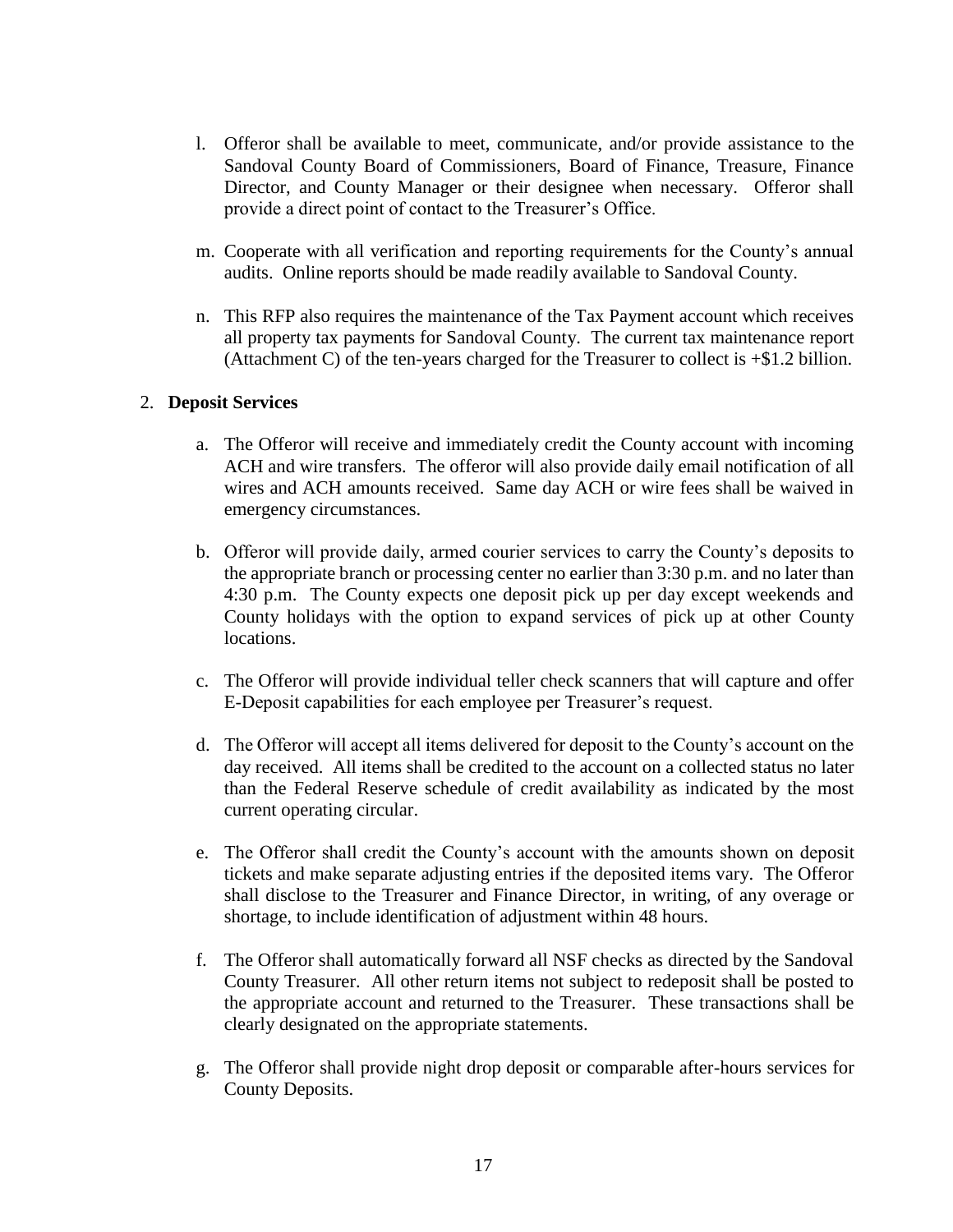l. Offeror shall be available to meet, communicate, and/or provide assistance to the Sandoval County Board of Commissioners, Board of Finance, Treasure, Finance Director, and County Manager or their designee when necessary. Offeror shall provide a direct point of contact to the Treasurer's Office.

m. Cooperate with all verification and reporting requirements for the County's annual audits. Online reports should be made readily available to Sandoval County.

n. This RFP also requires the maintenance of the Tax Payment account which receives all property tax payments for Sandoval County. The current tax maintenance report (Attachment C) of the ten-years charged for the Treasurer to collect is +$1.2 billion.

2. **Deposit Services**

   a. The Offeror will receive and immediately credit the County account with incoming ACH and wire transfers. The offeror will also provide daily email notification of all wires and ACH amounts received. Same day ACH or wire fees shall be waived in emergency circumstances.

   b. Offeror will provide daily, armed courier services to carry the County's deposits to the appropriate branch or processing center no earlier than 3:30 p.m. and no later than 4:30 p.m. The County expects one deposit pick up per day except weekends and County holidays with the option to expand services of pick up at other County locations.

   c. The Offeror will provide individual teller check scanners that will capture and offer E-Deposit capabilities for each employee per Treasurer's request.

   d. The Offeror will accept all items delivered for deposit to the County's account on the day received. All items shall be credited to the account on a collected status no later than the Federal Reserve schedule of credit availability as indicated by the most current operating circular.

   e. The Offeror shall credit the County's account with the amounts shown on deposit tickets and make separate adjusting entries if the deposited items vary. The Offeror shall disclose to the Treasurer and Finance Director, in writing, of any overage or shortage, to include identification of adjustment within 48 hours.

   f. The Offeror shall automatically forward all NSF checks as directed by the Sandoval County Treasurer. All other return items not subject to redeposit shall be posted to the appropriate account and returned to the Treasurer. These transactions shall be clearly designated on the appropriate statements.

   g. The Offeror shall provide night drop deposit or comparable after-hours services for County Deposits.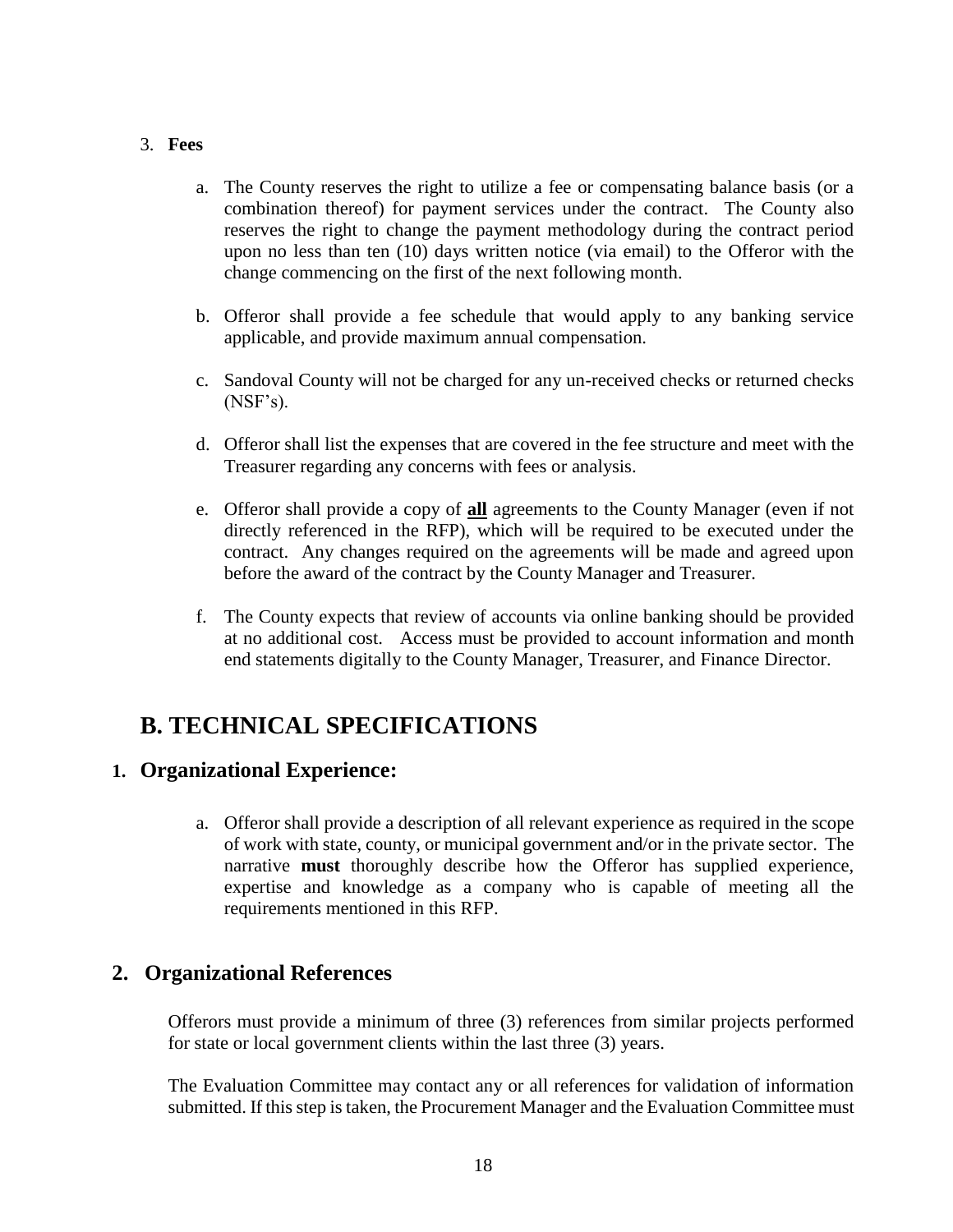3. **Fees**

    a. The County reserves the right to utilize a fee or compensating balance basis (or a combination thereof) for payment services under the contract. The County also reserves the right to change the payment methodology during the contract period upon no less than ten (10) days written notice (via email) to the Offeror with the change commencing on the first of the next following month.

    b. Offeror shall provide a fee schedule that would apply to any banking service applicable, and provide maximum annual compensation.

    c. Sandoval County will not be charged for any un-received checks or returned checks (NSF's).

    d. Offeror shall list the expenses that are covered in the fee structure and meet with the Treasurer regarding any concerns with fees or analysis.

    e. Offeror shall provide a copy of **<u>all</u>** agreements to the County Manager (even if not directly referenced in the RFP), which will be required to be executed under the contract. Any changes required on the agreements will be made and agreed upon before the award of the contract by the County Manager and Treasurer.

    f. The County expects that review of accounts via online banking should be provided at no additional cost. Access must be provided to account information and month end statements digitally to the County Manager, Treasurer, and Finance Director.

# B. TECHNICAL SPECIFICATIONS

## 1. Organizational Experience:

a. Offeror shall provide a description of all relevant experience as required in the scope of work with state, county, or municipal government and/or in the private sector. The narrative **must** thoroughly describe how the Offeror has supplied experience, expertise and knowledge as a company who is capable of meeting all the requirements mentioned in this RFP.

## 2. Organizational References

Offerors must provide a minimum of three (3) references from similar projects performed for state or local government clients within the last three (3) years.

The Evaluation Committee may contact any or all references for validation of information submitted. If this step is taken, the Procurement Manager and the Evaluation Committee must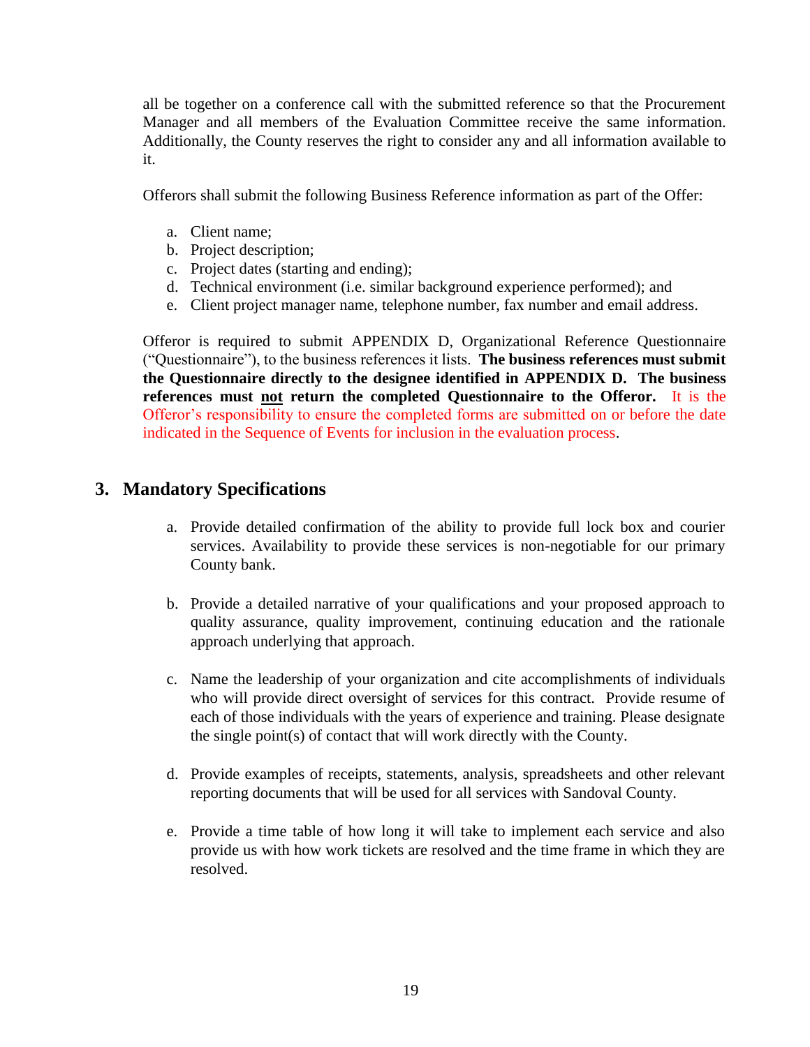all be together on a conference call with the submitted reference so that the Procurement Manager and all members of the Evaluation Committee receive the same information. Additionally, the County reserves the right to consider any and all information available to it.

Offerors shall submit the following Business Reference information as part of the Offer:

a. Client name;
b. Project description;
c. Project dates (starting and ending);
d. Technical environment (i.e. similar background experience performed); and
e. Client project manager name, telephone number, fax number and email address.

Offeror is required to submit APPENDIX D, Organizational Reference Questionnaire ("Questionnaire"), to the business references it lists. **The business references must submit the Questionnaire directly to the designee identified in APPENDIX D. The business references must <u>not</u> return the completed Questionnaire to the Offeror.** It is the Offeror's responsibility to ensure the completed forms are submitted on or before the date indicated in the Sequence of Events for inclusion in the evaluation process.

## 3. Mandatory Specifications

a. Provide detailed confirmation of the ability to provide full lock box and courier services. Availability to provide these services is non-negotiable for our primary County bank.

b. Provide a detailed narrative of your qualifications and your proposed approach to quality assurance, quality improvement, continuing education and the rationale approach underlying that approach.

c. Name the leadership of your organization and cite accomplishments of individuals who will provide direct oversight of services for this contract. Provide resume of each of those individuals with the years of experience and training. Please designate the single point(s) of contact that will work directly with the County.

d. Provide examples of receipts, statements, analysis, spreadsheets and other relevant reporting documents that will be used for all services with Sandoval County.

e. Provide a time table of how long it will take to implement each service and also provide us with how work tickets are resolved and the time frame in which they are resolved.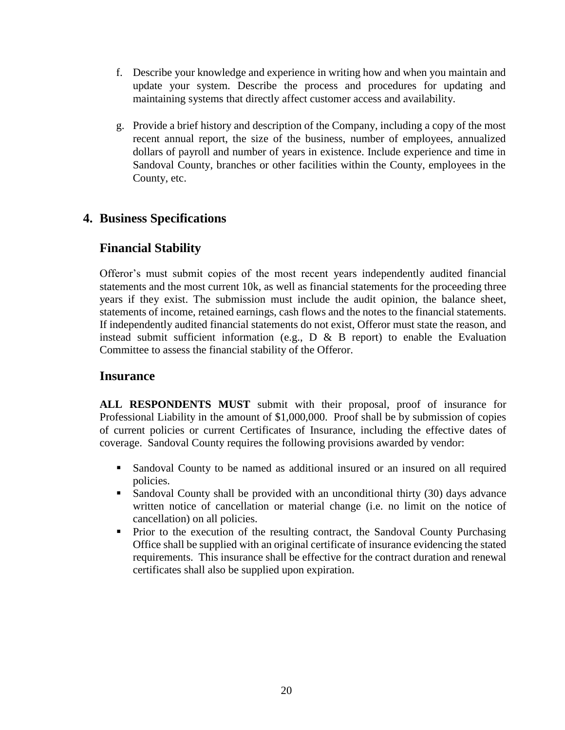f. Describe your knowledge and experience in writing how and when you maintain and update your system. Describe the process and procedures for updating and maintaining systems that directly affect customer access and availability.

g. Provide a brief history and description of the Company, including a copy of the most recent annual report, the size of the business, number of employees, annualized dollars of payroll and number of years in existence. Include experience and time in Sandoval County, branches or other facilities within the County, employees in the County, etc.

## 4. Business Specifications

### Financial Stability

Offeror's must submit copies of the most recent years independently audited financial statements and the most current 10k, as well as financial statements for the proceeding three years if they exist. The submission must include the audit opinion, the balance sheet, statements of income, retained earnings, cash flows and the notes to the financial statements. If independently audited financial statements do not exist, Offeror must state the reason, and instead submit sufficient information (e.g., D & B report) to enable the Evaluation Committee to assess the financial stability of the Offeror.

### Insurance

**ALL RESPONDENTS MUST** submit with their proposal, proof of insurance for Professional Liability in the amount of $1,000,000. Proof shall be by submission of copies of current policies or current Certificates of Insurance, including the effective dates of coverage. Sandoval County requires the following provisions awarded by vendor:

- Sandoval County to be named as additional insured or an insured on all required policies.
- Sandoval County shall be provided with an unconditional thirty (30) days advance written notice of cancellation or material change (i.e. no limit on the notice of cancellation) on all policies.
- Prior to the execution of the resulting contract, the Sandoval County Purchasing Office shall be supplied with an original certificate of insurance evidencing the stated requirements. This insurance shall be effective for the contract duration and renewal certificates shall also be supplied upon expiration.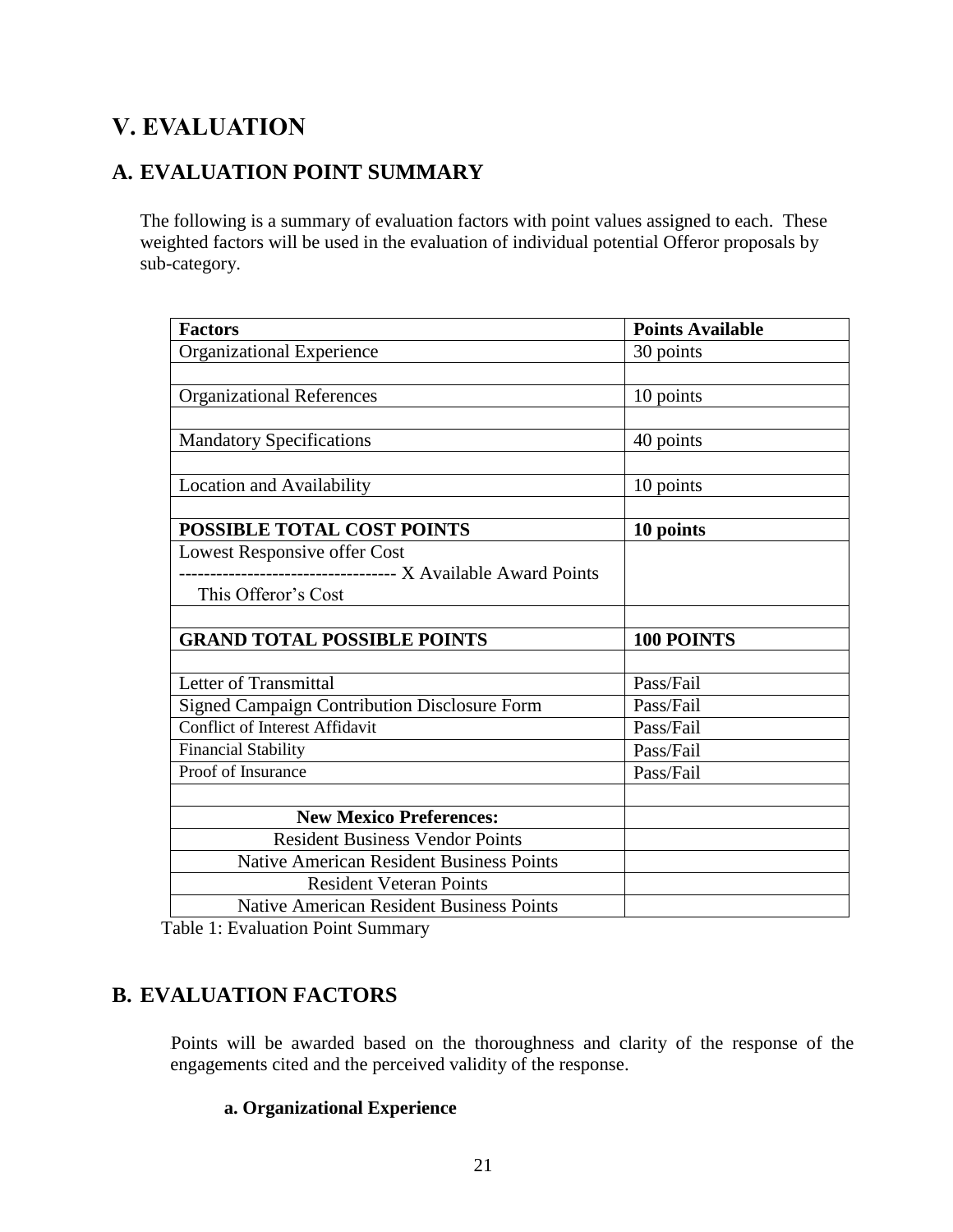# V. EVALUATION

## A. EVALUATION POINT SUMMARY

The following is a summary of evaluation factors with point values assigned to each. These weighted factors will be used in the evaluation of individual potential Offeror proposals by sub-category.

| Factors | Points Available |
|---|---|
| Organizational Experience | 30 points |
| | |
| Organizational References | 10 points |
| | |
| Mandatory Specifications | 40 points |
| | |
| Location and Availability | 10 points |
| | |
| **POSSIBLE TOTAL COST POINTS** | **10 points** |
| Lowest Responsive offer Cost<br>---------------------------------- X Available Award Points<br>This Offeror's Cost | |
| | |
| **GRAND TOTAL POSSIBLE POINTS** | **100 POINTS** |
| | |
| Letter of Transmittal | Pass/Fail |
| Signed Campaign Contribution Disclosure Form | Pass/Fail |
| Conflict of Interest Affidavit | Pass/Fail |
| Financial Stability | Pass/Fail |
| Proof of Insurance | Pass/Fail |
| | |
| **New Mexico Preferences:** | |
| Resident Business Vendor Points | |
| Native American Resident Business Points | |
| Resident Veteran Points | |
| Native American Resident Business Points | |

Table 1: Evaluation Point Summary

## B. EVALUATION FACTORS

Points will be awarded based on the thoroughness and clarity of the response of the engagements cited and the perceived validity of the response.

**a. Organizational Experience**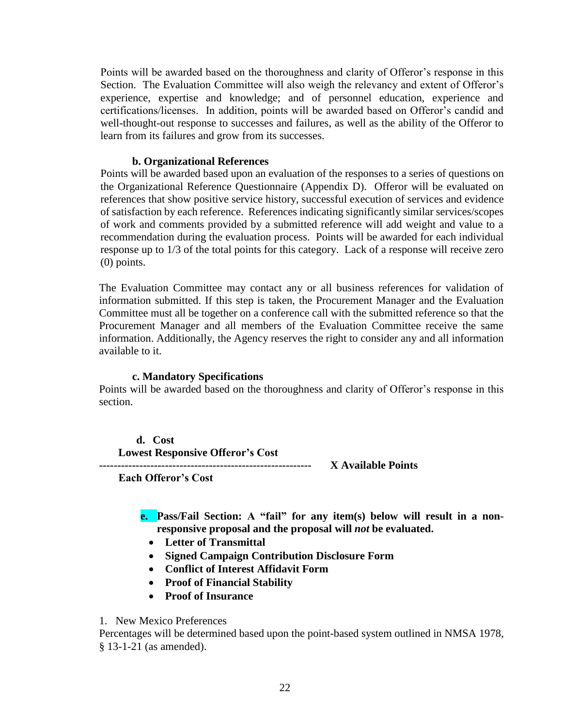Points will be awarded based on the thoroughness and clarity of Offeror's response in this Section. The Evaluation Committee will also weigh the relevancy and extent of Offeror's experience, expertise and knowledge; and of personnel education, experience and certifications/licenses. In addition, points will be awarded based on Offeror's candid and well-thought-out response to successes and failures, as well as the ability of the Offeror to learn from its failures and grow from its successes.

**b. Organizational References**

Points will be awarded based upon an evaluation of the responses to a series of questions on the Organizational Reference Questionnaire (Appendix D). Offeror will be evaluated on references that show positive service history, successful execution of services and evidence of satisfaction by each reference. References indicating significantly similar services/scopes of work and comments provided by a submitted reference will add weight and value to a recommendation during the evaluation process. Points will be awarded for each individual response up to 1/3 of the total points for this category. Lack of a response will receive zero (0) points.

The Evaluation Committee may contact any or all business references for validation of information submitted. If this step is taken, the Procurement Manager and the Evaluation Committee must all be together on a conference call with the submitted reference so that the Procurement Manager and all members of the Evaluation Committee receive the same information. Additionally, the Agency reserves the right to consider any and all information available to it.

**c. Mandatory Specifications**

Points will be awarded based on the thoroughness and clarity of Offeror's response in this section.

**d. Cost**

$$\frac{\text{Lowest Responsive Offeror's Cost}}{\text{Each Offeror's Cost}} \times \text{Available Points}$$

**e. Pass/Fail Section: A "fail" for any item(s) below will result in a non-responsive proposal and the proposal will *not* be evaluated.**

- **Letter of Transmittal**
- **Signed Campaign Contribution Disclosure Form**
- **Conflict of Interest Affidavit Form**
- **Proof of Financial Stability**
- **Proof of Insurance**

1. New Mexico Preferences

Percentages will be determined based upon the point-based system outlined in NMSA 1978, § 13-1-21 (as amended).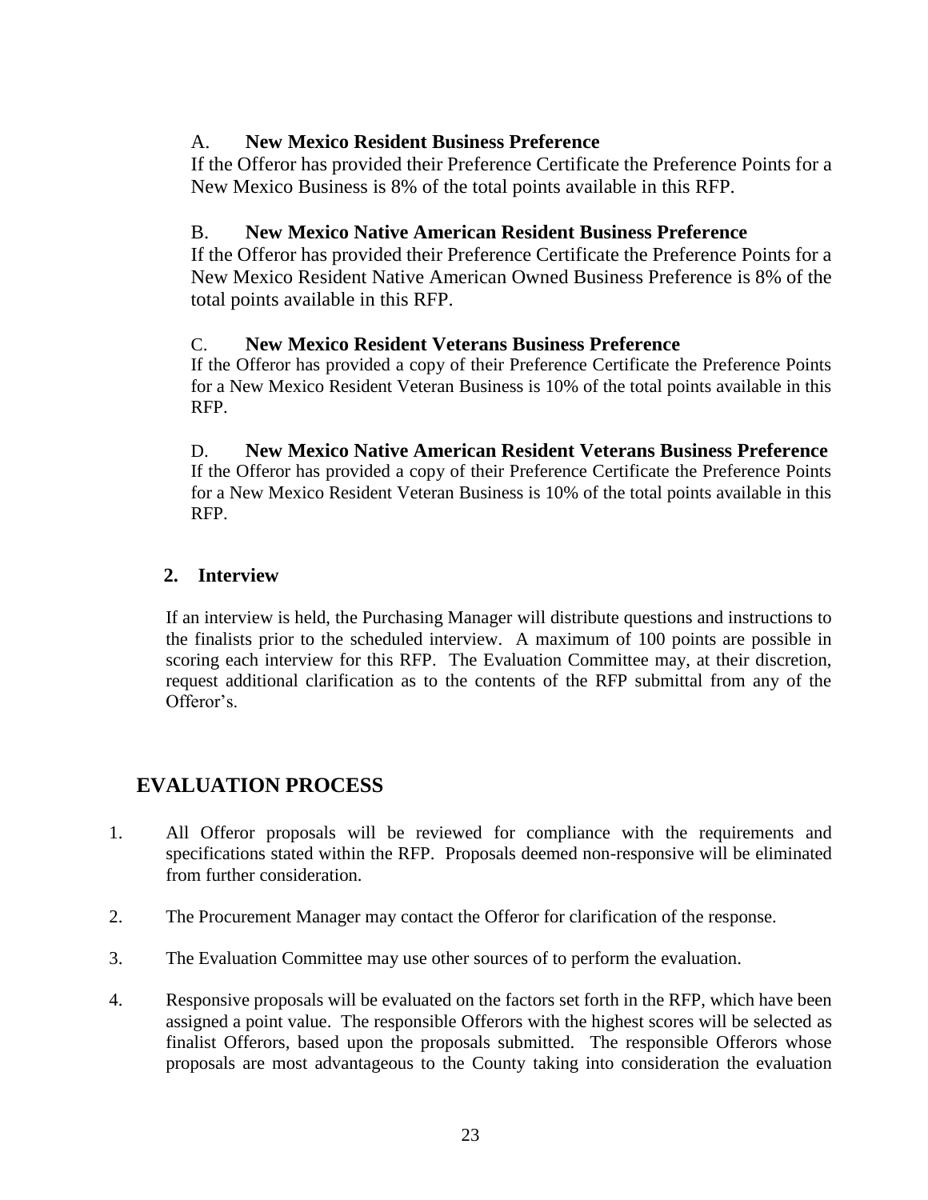A. **New Mexico Resident Business Preference**

If the Offeror has provided their Preference Certificate the Preference Points for a New Mexico Business is 8% of the total points available in this RFP.

B. **New Mexico Native American Resident Business Preference**

If the Offeror has provided their Preference Certificate the Preference Points for a New Mexico Resident Native American Owned Business Preference is 8% of the total points available in this RFP.

C. **New Mexico Resident Veterans Business Preference**

If the Offeror has provided a copy of their Preference Certificate the Preference Points for a New Mexico Resident Veteran Business is 10% of the total points available in this RFP.

D. **New Mexico Native American Resident Veterans Business Preference**

If the Offeror has provided a copy of their Preference Certificate the Preference Points for a New Mexico Resident Veteran Business is 10% of the total points available in this RFP.

**2. Interview**

If an interview is held, the Purchasing Manager will distribute questions and instructions to the finalists prior to the scheduled interview. A maximum of 100 points are possible in scoring each interview for this RFP. The Evaluation Committee may, at their discretion, request additional clarification as to the contents of the RFP submittal from any of the Offeror's.

## EVALUATION PROCESS

1. All Offeror proposals will be reviewed for compliance with the requirements and specifications stated within the RFP. Proposals deemed non-responsive will be eliminated from further consideration.

2. The Procurement Manager may contact the Offeror for clarification of the response.

3. The Evaluation Committee may use other sources of to perform the evaluation.

4. Responsive proposals will be evaluated on the factors set forth in the RFP, which have been assigned a point value. The responsible Offerors with the highest scores will be selected as finalist Offerors, based upon the proposals submitted. The responsible Offerors whose proposals are most advantageous to the County taking into consideration the evaluation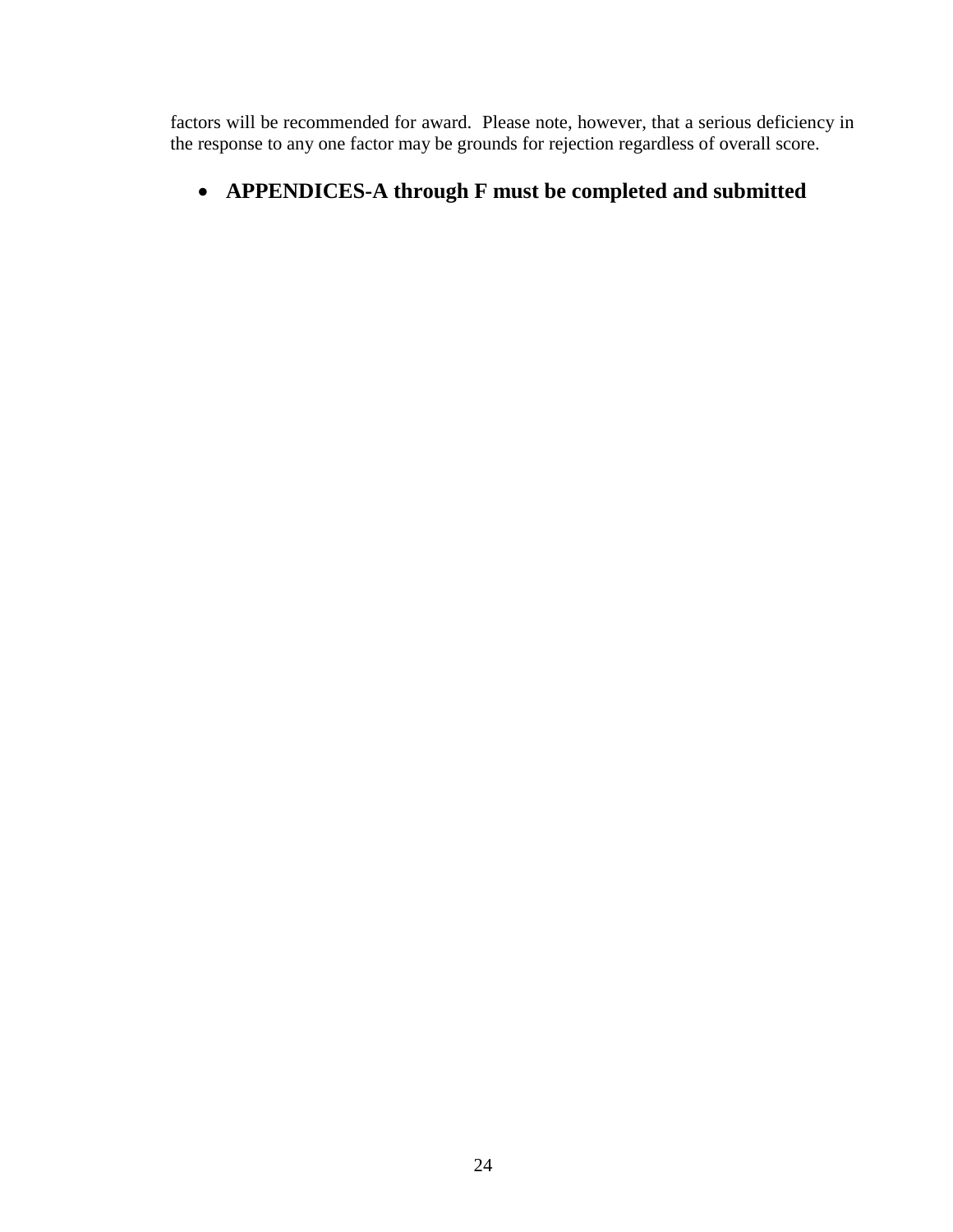factors will be recommended for award. Please note, however, that a serious deficiency in the response to any one factor may be grounds for rejection regardless of overall score.

- **APPENDICES-A through F must be completed and submitted**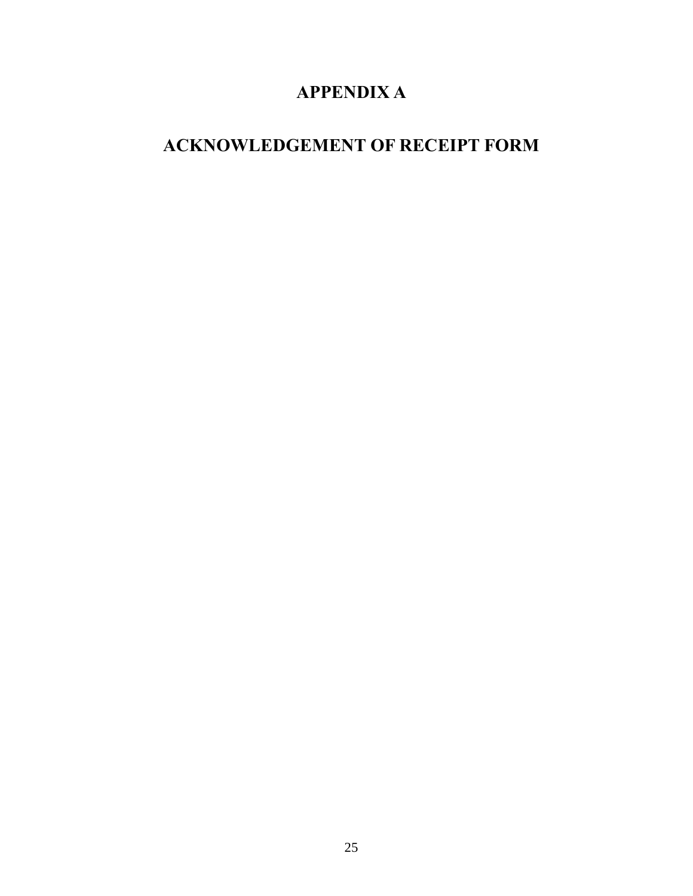# APPENDIX A

# ACKNOWLEDGEMENT OF RECEIPT FORM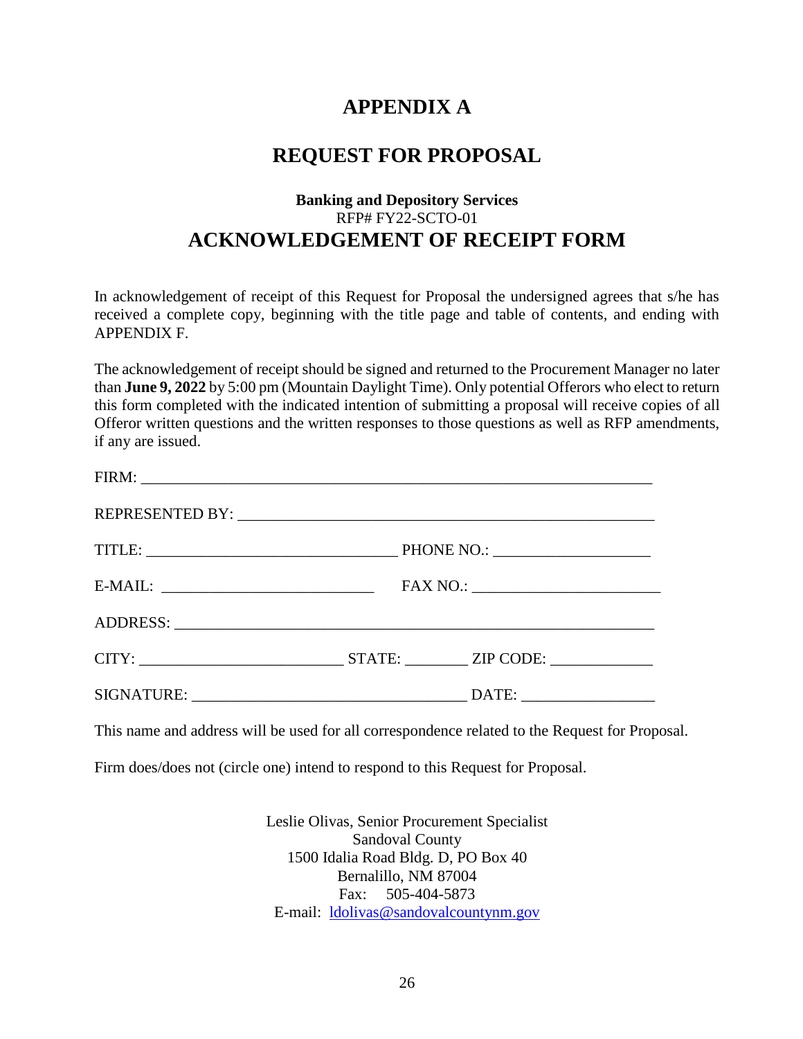# APPENDIX A

# REQUEST FOR PROPOSAL

### Banking and Depository Services

RFP# FY22-SCTO-01

## ACKNOWLEDGEMENT OF RECEIPT FORM

In acknowledgement of receipt of this Request for Proposal the undersigned agrees that s/he has received a complete copy, beginning with the title page and table of contents, and ending with APPENDIX F.

The acknowledgement of receipt should be signed and returned to the Procurement Manager no later than **June 9, 2022** by 5:00 pm (Mountain Daylight Time). Only potential Offerors who elect to return this form completed with the indicated intention of submitting a proposal will receive copies of all Offeror written questions and the written responses to those questions as well as RFP amendments, if any are issued.

FIRM: ___________________________________________________________________

REPRESENTED BY: _______________________________________________________

TITLE: _________________________________ PHONE NO.: ____________________

E-MAIL: ___________________________ FAX NO.: ________________________

ADDRESS: ______________________________________________________________

CITY: __________________________ STATE: ________ ZIP CODE: _____________

SIGNATURE: __________________________________ DATE: _________________

This name and address will be used for all correspondence related to the Request for Proposal.

Firm does/does not (circle one) intend to respond to this Request for Proposal.

Leslie Olivas, Senior Procurement Specialist  
Sandoval County  
1500 Idalia Road Bldg. D, PO Box 40  
Bernalillo, NM 87004  
Fax: 505-404-5873  
E-mail: ldolivas@sandovalcountynm.gov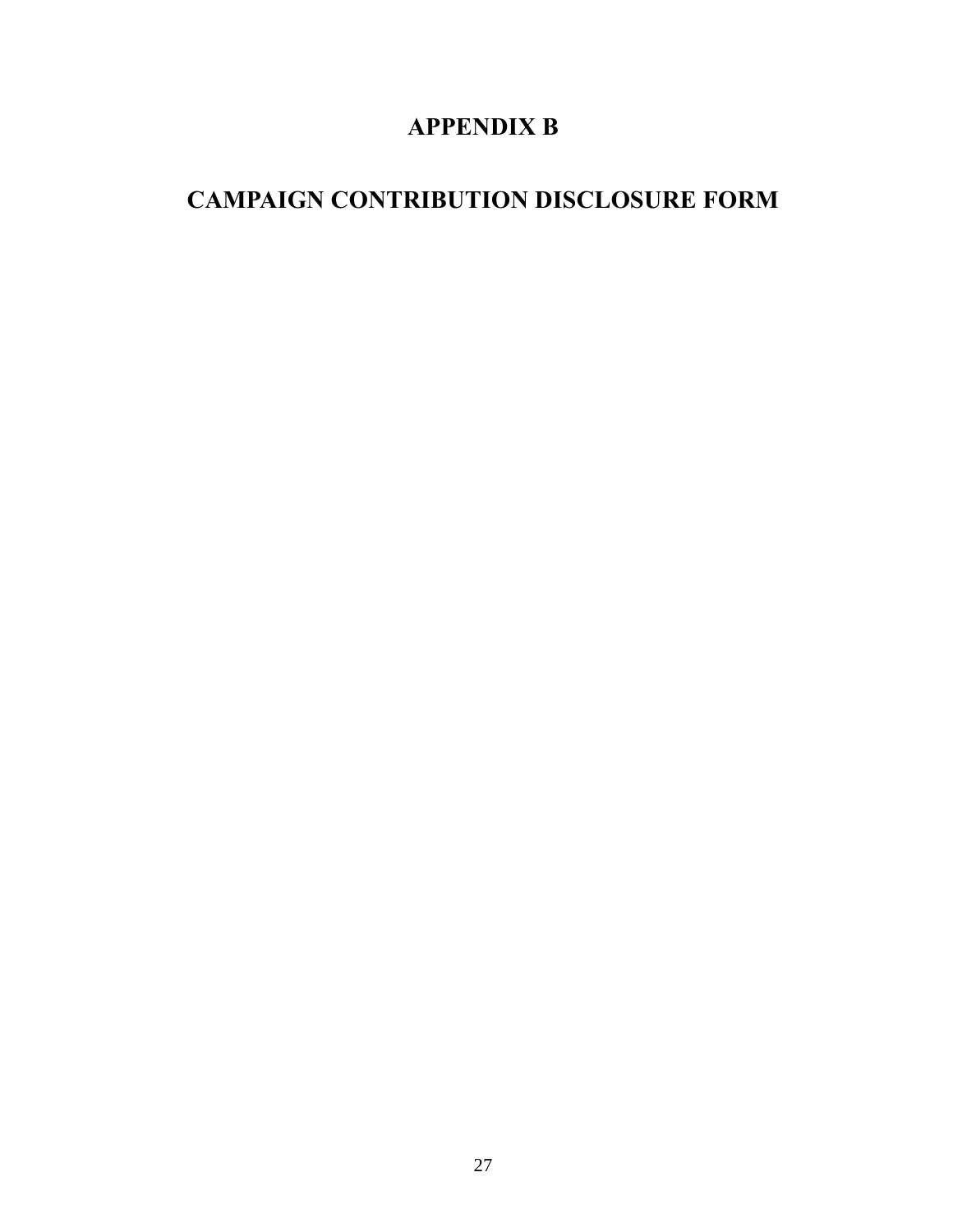# APPENDIX B

# CAMPAIGN CONTRIBUTION DISCLOSURE FORM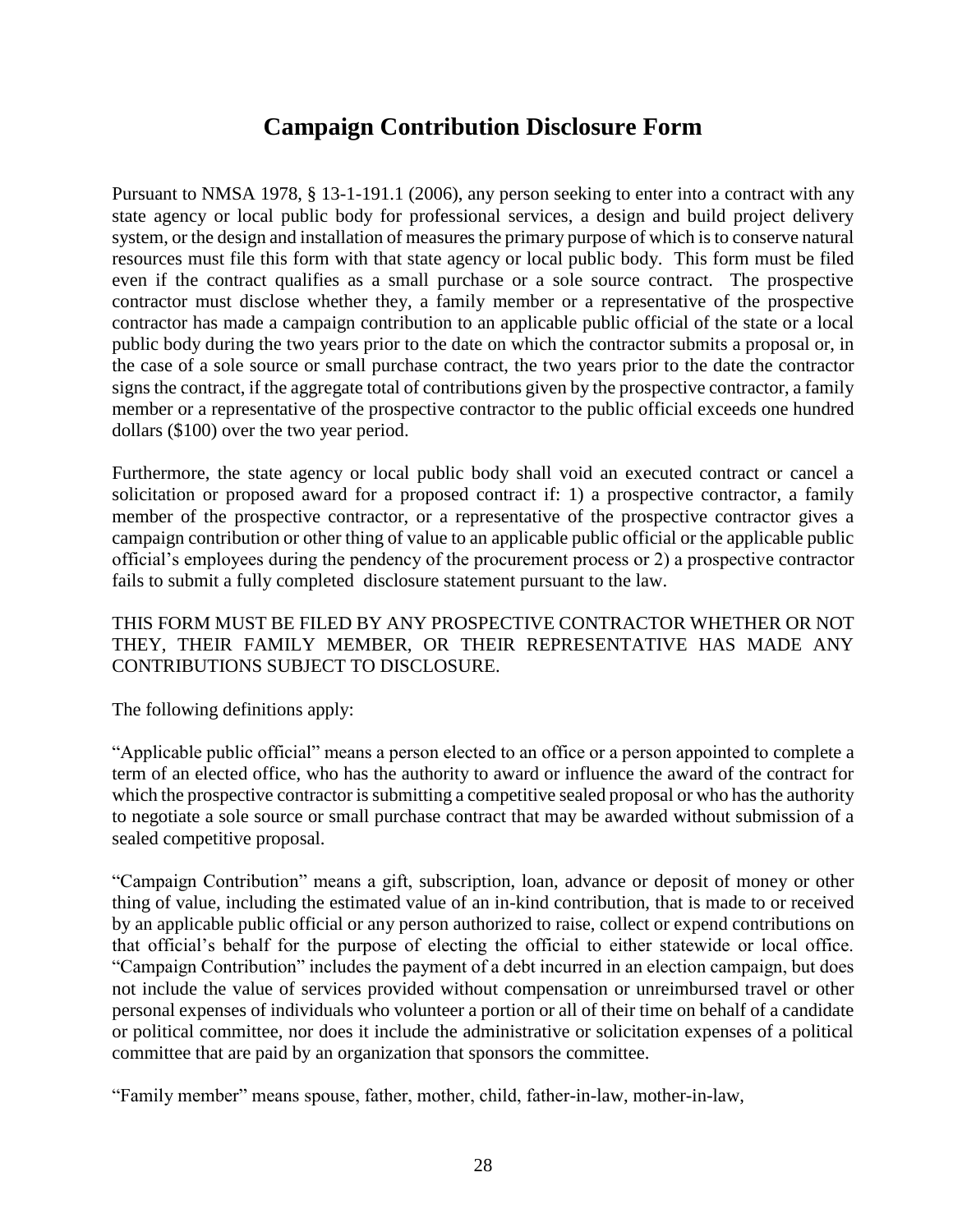# Campaign Contribution Disclosure Form

Pursuant to NMSA 1978, § 13-1-191.1 (2006), any person seeking to enter into a contract with any state agency or local public body for professional services, a design and build project delivery system, or the design and installation of measures the primary purpose of which is to conserve natural resources must file this form with that state agency or local public body. This form must be filed even if the contract qualifies as a small purchase or a sole source contract. The prospective contractor must disclose whether they, a family member or a representative of the prospective contractor has made a campaign contribution to an applicable public official of the state or a local public body during the two years prior to the date on which the contractor submits a proposal or, in the case of a sole source or small purchase contract, the two years prior to the date the contractor signs the contract, if the aggregate total of contributions given by the prospective contractor, a family member or a representative of the prospective contractor to the public official exceeds one hundred dollars ($100) over the two year period.

Furthermore, the state agency or local public body shall void an executed contract or cancel a solicitation or proposed award for a proposed contract if: 1) a prospective contractor, a family member of the prospective contractor, or a representative of the prospective contractor gives a campaign contribution or other thing of value to an applicable public official or the applicable public official's employees during the pendency of the procurement process or 2) a prospective contractor fails to submit a fully completed disclosure statement pursuant to the law.

THIS FORM MUST BE FILED BY ANY PROSPECTIVE CONTRACTOR WHETHER OR NOT THEY, THEIR FAMILY MEMBER, OR THEIR REPRESENTATIVE HAS MADE ANY CONTRIBUTIONS SUBJECT TO DISCLOSURE.

The following definitions apply:

"Applicable public official" means a person elected to an office or a person appointed to complete a term of an elected office, who has the authority to award or influence the award of the contract for which the prospective contractor is submitting a competitive sealed proposal or who has the authority to negotiate a sole source or small purchase contract that may be awarded without submission of a sealed competitive proposal.

"Campaign Contribution" means a gift, subscription, loan, advance or deposit of money or other thing of value, including the estimated value of an in-kind contribution, that is made to or received by an applicable public official or any person authorized to raise, collect or expend contributions on that official's behalf for the purpose of electing the official to either statewide or local office. "Campaign Contribution" includes the payment of a debt incurred in an election campaign, but does not include the value of services provided without compensation or unreimbursed travel or other personal expenses of individuals who volunteer a portion or all of their time on behalf of a candidate or political committee, nor does it include the administrative or solicitation expenses of a political committee that are paid by an organization that sponsors the committee.

"Family member" means spouse, father, mother, child, father-in-law, mother-in-law,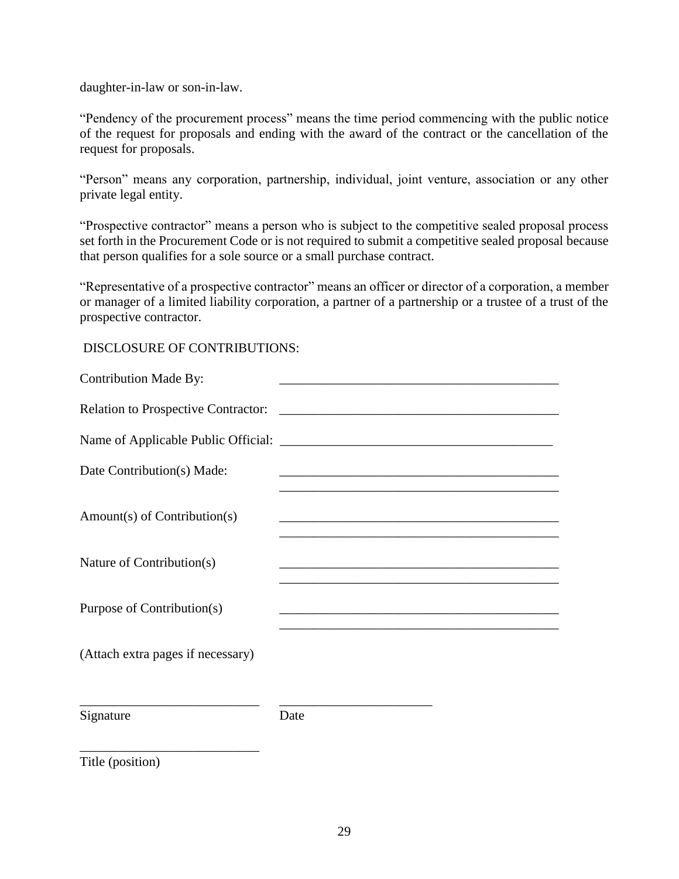daughter-in-law or son-in-law.

"Pendency of the procurement process" means the time period commencing with the public notice of the request for proposals and ending with the award of the contract or the cancellation of the request for proposals.

"Person" means any corporation, partnership, individual, joint venture, association or any other private legal entity.

"Prospective contractor" means a person who is subject to the competitive sealed proposal process set forth in the Procurement Code or is not required to submit a competitive sealed proposal because that person qualifies for a sole source or a small purchase contract.

"Representative of a prospective contractor" means an officer or director of a corporation, a member or manager of a limited liability corporation, a partner of a partnership or a trustee of a trust of the prospective contractor.

DISCLOSURE OF CONTRIBUTIONS:

Contribution Made By: ___________________________________________

Relation to Prospective Contractor: ___________________________________________

Name of Applicable Public Official: __________________________________________

Date Contribution(s) Made: ___________________________________________
___________________________________________

Amount(s) of Contribution(s) ___________________________________________
___________________________________________

Nature of Contribution(s) ___________________________________________
___________________________________________

Purpose of Contribution(s) ___________________________________________
___________________________________________

(Attach extra pages if necessary)

___________________________ _______________________
Signature Date

___________________________
Title (position)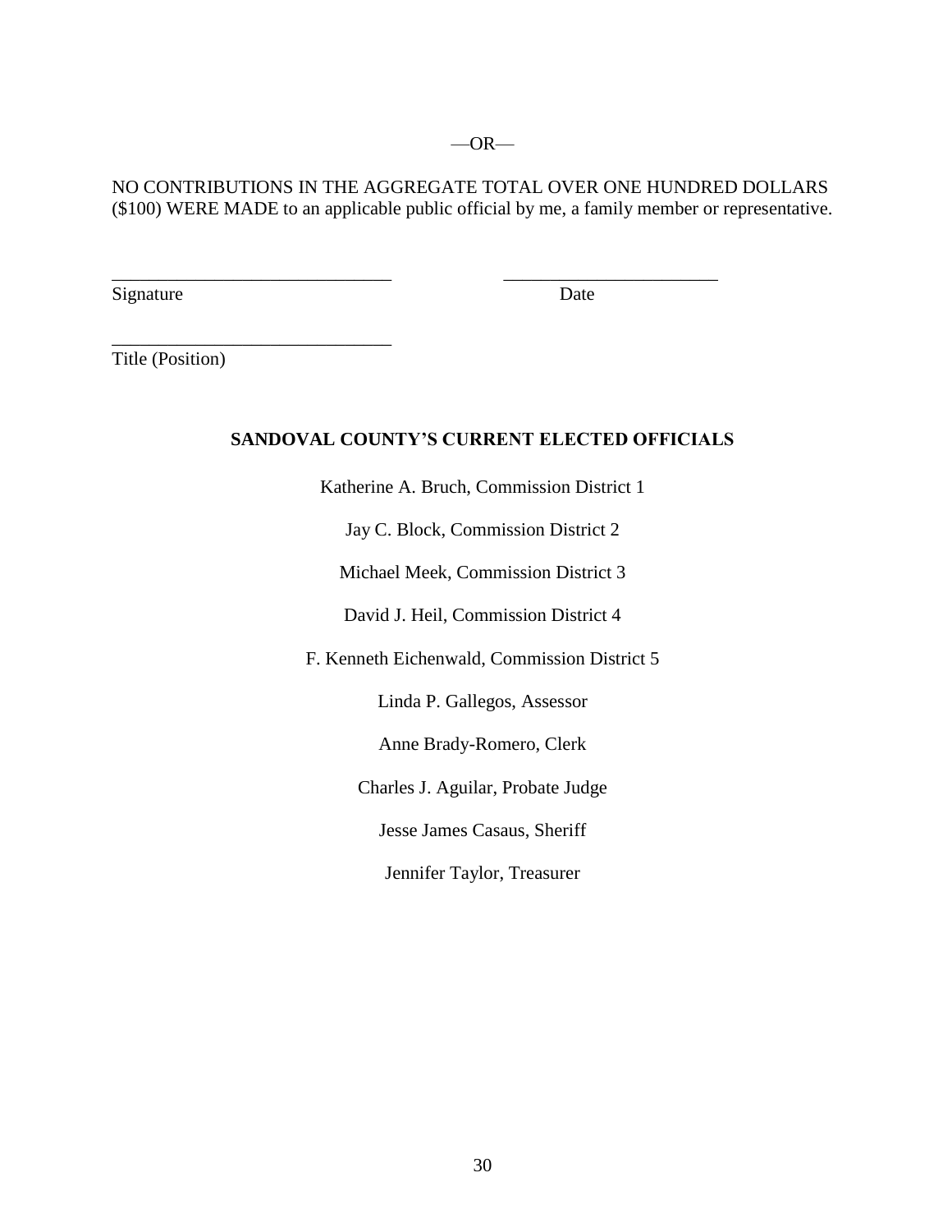—OR—

NO CONTRIBUTIONS IN THE AGGREGATE TOTAL OVER ONE HUNDRED DOLLARS ($100) WERE MADE to an applicable public official by me, a family member or representative.

______________________________ ______________________
Signature Date

______________________________
Title (Position)

**SANDOVAL COUNTY'S CURRENT ELECTED OFFICIALS**

Katherine A. Bruch, Commission District 1

Jay C. Block, Commission District 2

Michael Meek, Commission District 3

David J. Heil, Commission District 4

F. Kenneth Eichenwald, Commission District 5

Linda P. Gallegos, Assessor

Anne Brady-Romero, Clerk

Charles J. Aguilar, Probate Judge

Jesse James Casaus, Sheriff

Jennifer Taylor, Treasurer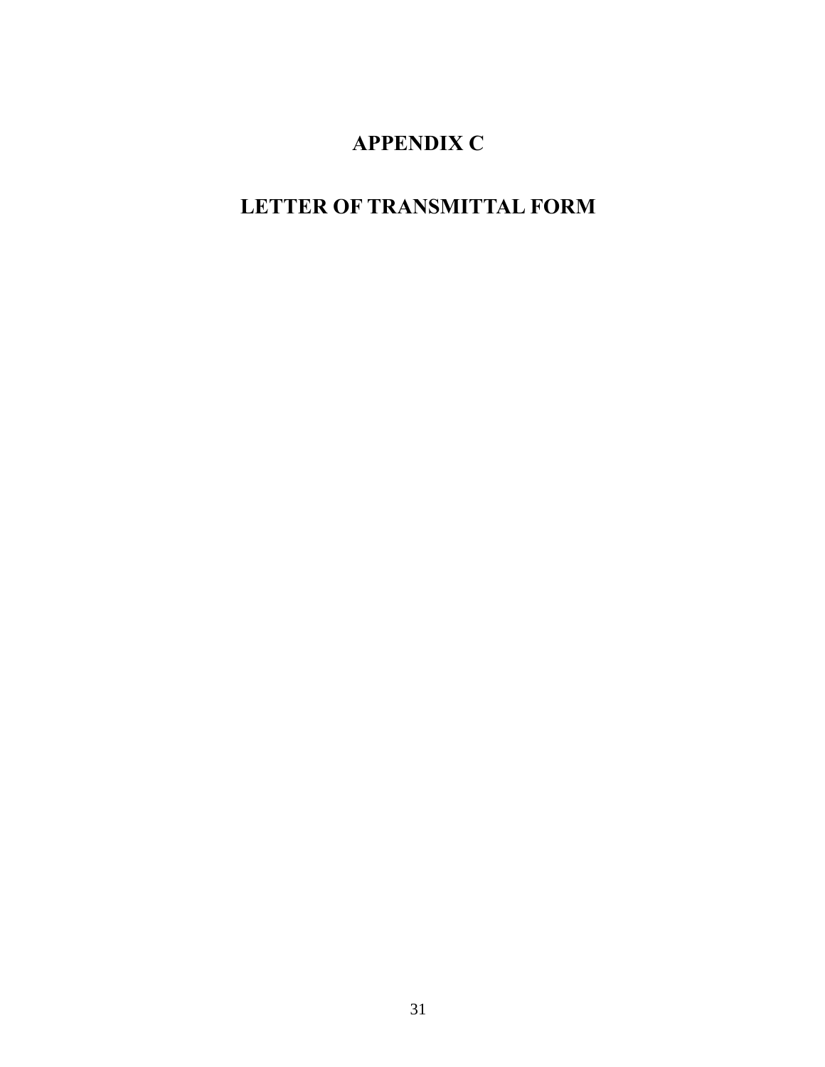# APPENDIX C

# LETTER OF TRANSMITTAL FORM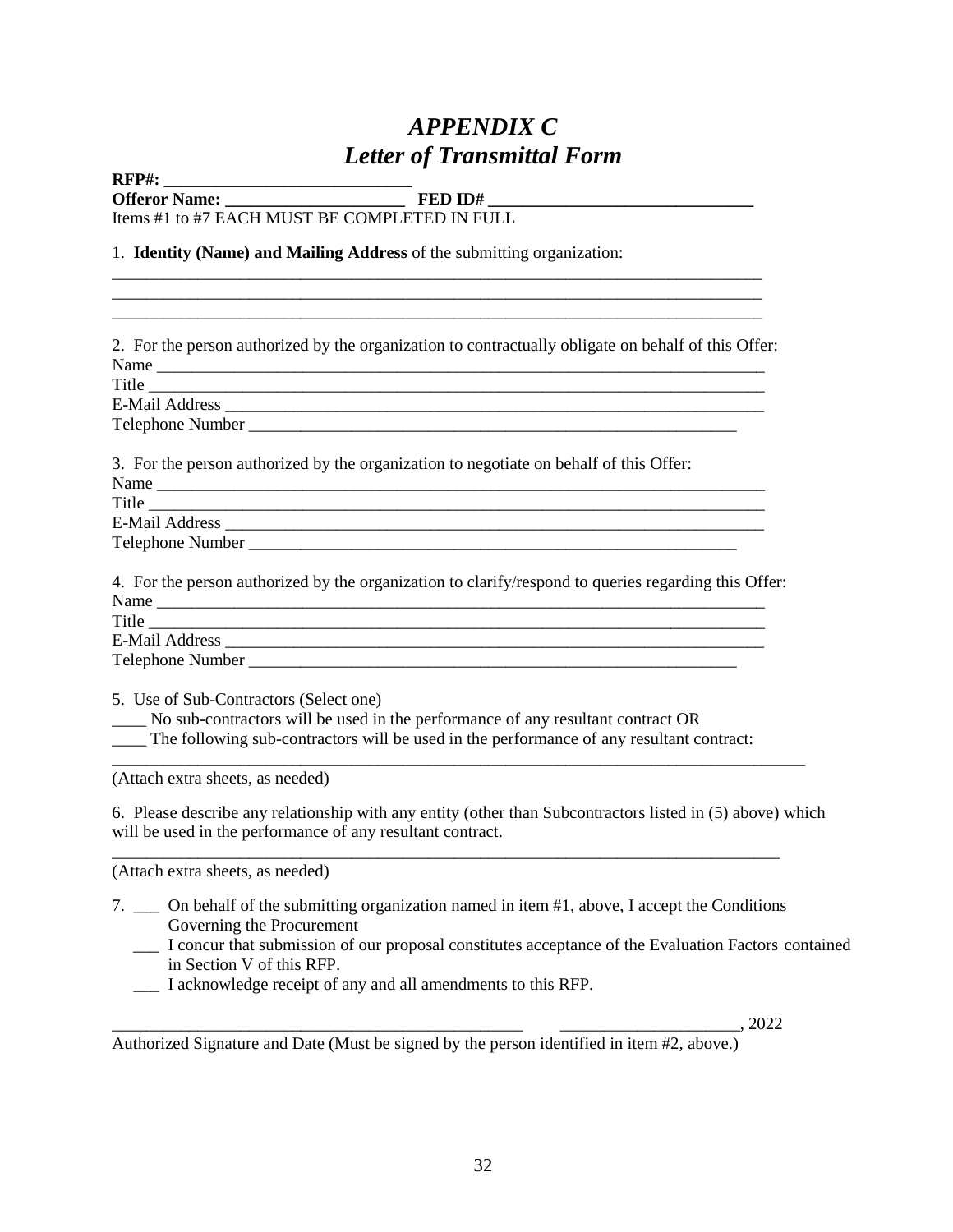# *APPENDIX C*
# *Letter of Transmittal Form*

**RFP#: ____________________________**
**Offeror Name: _____________________ FED ID# _______________________________**
Items #1 to #7 EACH MUST BE COMPLETED IN FULL

1. **Identity (Name) and Mailing Address** of the submitting organization:
_______________________________________________________________________________
_______________________________________________________________________________
_______________________________________________________________________________

2. For the person authorized by the organization to contractually obligate on behalf of this Offer:
Name ___________________________________________________________________________
Title ____________________________________________________________________________
E-Mail Address ____________________________________________________________________
Telephone Number _______________________________________________________________

3. For the person authorized by the organization to negotiate on behalf of this Offer:
Name ___________________________________________________________________________
Title ____________________________________________________________________________
E-Mail Address ____________________________________________________________________
Telephone Number _______________________________________________________________

4. For the person authorized by the organization to clarify/respond to queries regarding this Offer:
Name ___________________________________________________________________________
Title ____________________________________________________________________________
E-Mail Address ____________________________________________________________________
Telephone Number _______________________________________________________________

5. Use of Sub-Contractors (Select one)
____ No sub-contractors will be used in the performance of any resultant contract OR
____ The following sub-contractors will be used in the performance of any resultant contract:
_________________________________________________________________________________
(Attach extra sheets, as needed)

6. Please describe any relationship with any entity (other than Subcontractors listed in (5) above) which will be used in the performance of any resultant contract.
_________________________________________________________________________________
(Attach extra sheets, as needed)

7. ___ On behalf of the submitting organization named in item #1, above, I accept the Conditions Governing the Procurement
___ I concur that submission of our proposal constitutes acceptance of the Evaluation Factors contained in Section V of this RFP.
___ I acknowledge receipt of any and all amendments to this RFP.

________________________________________________ ____________________, 2022
Authorized Signature and Date (Must be signed by the person identified in item #2, above.)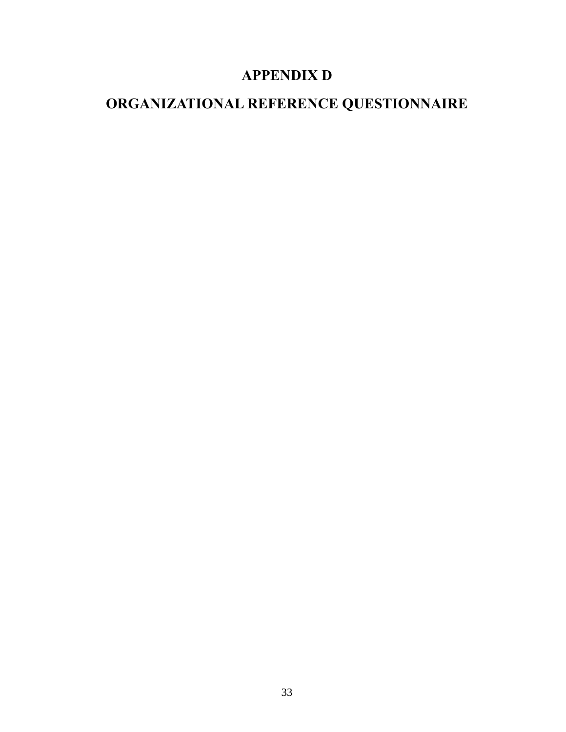# APPENDIX D

# ORGANIZATIONAL REFERENCE QUESTIONNAIRE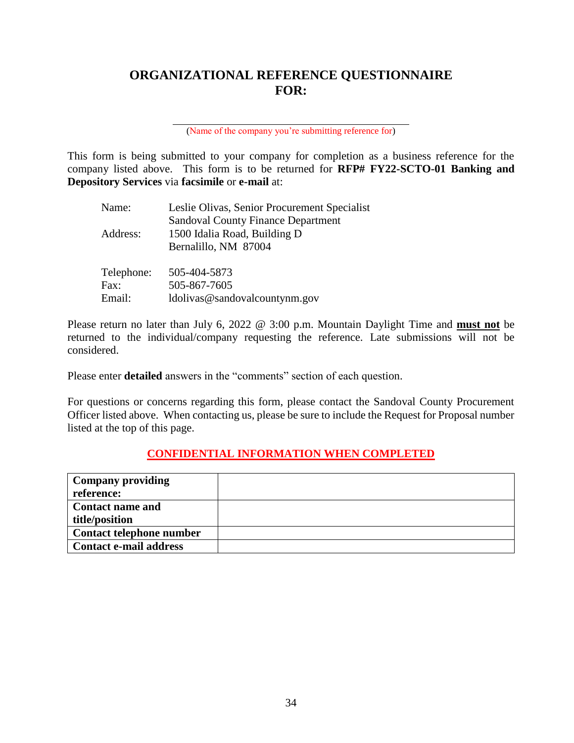# ORGANIZATIONAL REFERENCE QUESTIONNAIRE FOR:

\_\_\_\_\_\_\_\_\_\_\_\_\_\_\_\_\_\_\_\_\_\_\_\_\_\_\_\_\_\_\_\_\_\_\_\_\_\_\_\_

(Name of the company you're submitting reference for)

This form is being submitted to your company for completion as a business reference for the company listed above. This form is to be returned for **RFP# FY22-SCTO-01 Banking and Depository Services** via **facsimile** or **e-mail** at:

Name: Leslie Olivas, Senior Procurement Specialist
Sandoval County Finance Department
Address: 1500 Idalia Road, Building D
Bernalillo, NM 87004

Telephone: 505-404-5873
Fax: 505-867-7605
Email: ldolivas@sandovalcountynm.gov

Please return no later than July 6, 2022 @ 3:00 p.m. Mountain Daylight Time and **must not** be returned to the individual/company requesting the reference. Late submissions will not be considered.

Please enter **detailed** answers in the "comments" section of each question.

For questions or concerns regarding this form, please contact the Sandoval County Procurement Officer listed above. When contacting us, please be sure to include the Request for Proposal number listed at the top of this page.

**CONFIDENTIAL INFORMATION WHEN COMPLETED**

| | |
|---|---|
| **Company providing reference:** | |
| **Contact name and title/position** | |
| **Contact telephone number** | |
| **Contact e-mail address** | |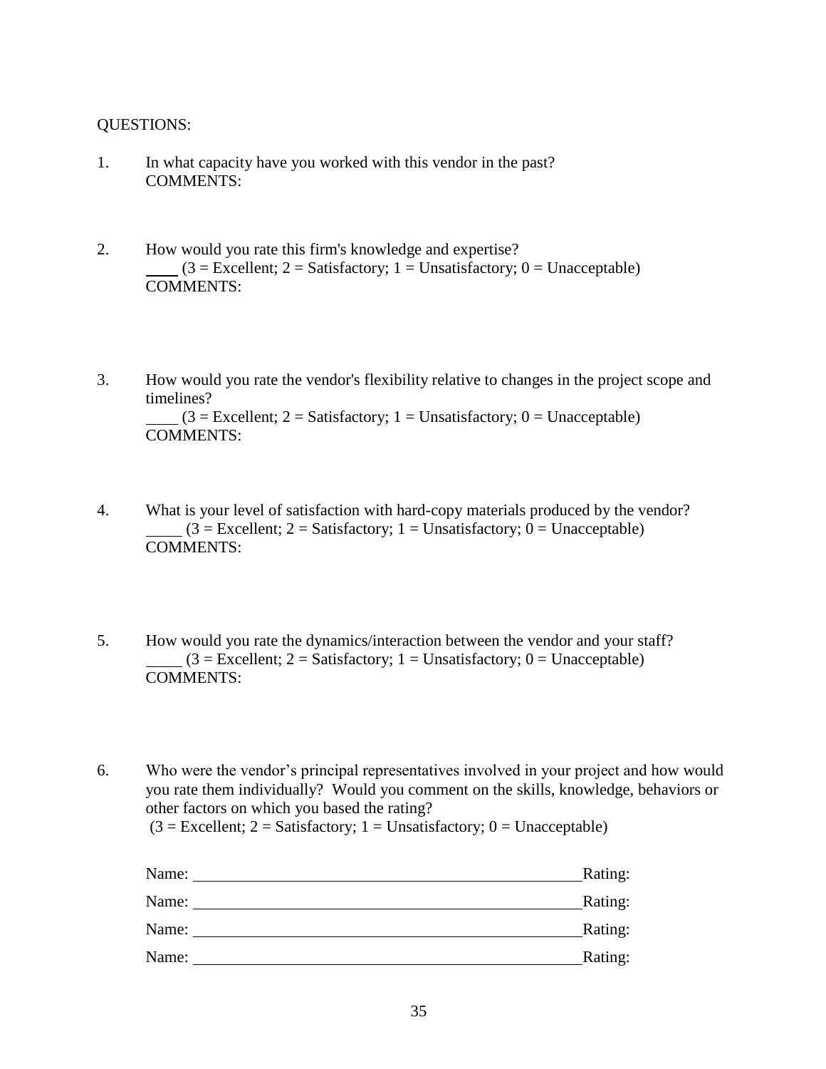QUESTIONS:

1. In what capacity have you worked with this vendor in the past?
   COMMENTS:

2. How would you rate this firm's knowledge and expertise?
   ____ (3 = Excellent; 2 = Satisfactory; 1 = Unsatisfactory; 0 = Unacceptable)
   COMMENTS:

3. How would you rate the vendor's flexibility relative to changes in the project scope and timelines?
   ____ (3 = Excellent; 2 = Satisfactory; 1 = Unsatisfactory; 0 = Unacceptable)
   COMMENTS:

4. What is your level of satisfaction with hard-copy materials produced by the vendor?
   ____ (3 = Excellent; 2 = Satisfactory; 1 = Unsatisfactory; 0 = Unacceptable)
   COMMENTS:

5. How would you rate the dynamics/interaction between the vendor and your staff?
   ____ (3 = Excellent; 2 = Satisfactory; 1 = Unsatisfactory; 0 = Unacceptable)
   COMMENTS:

6. Who were the vendor's principal representatives involved in your project and how would you rate them individually? Would you comment on the skills, knowledge, behaviors or other factors on which you based the rating?
   (3 = Excellent; 2 = Satisfactory; 1 = Unsatisfactory; 0 = Unacceptable)

   Name: ______________________________________________ Rating:

   Name: ______________________________________________ Rating:

   Name: ______________________________________________ Rating:

   Name: ______________________________________________ Rating: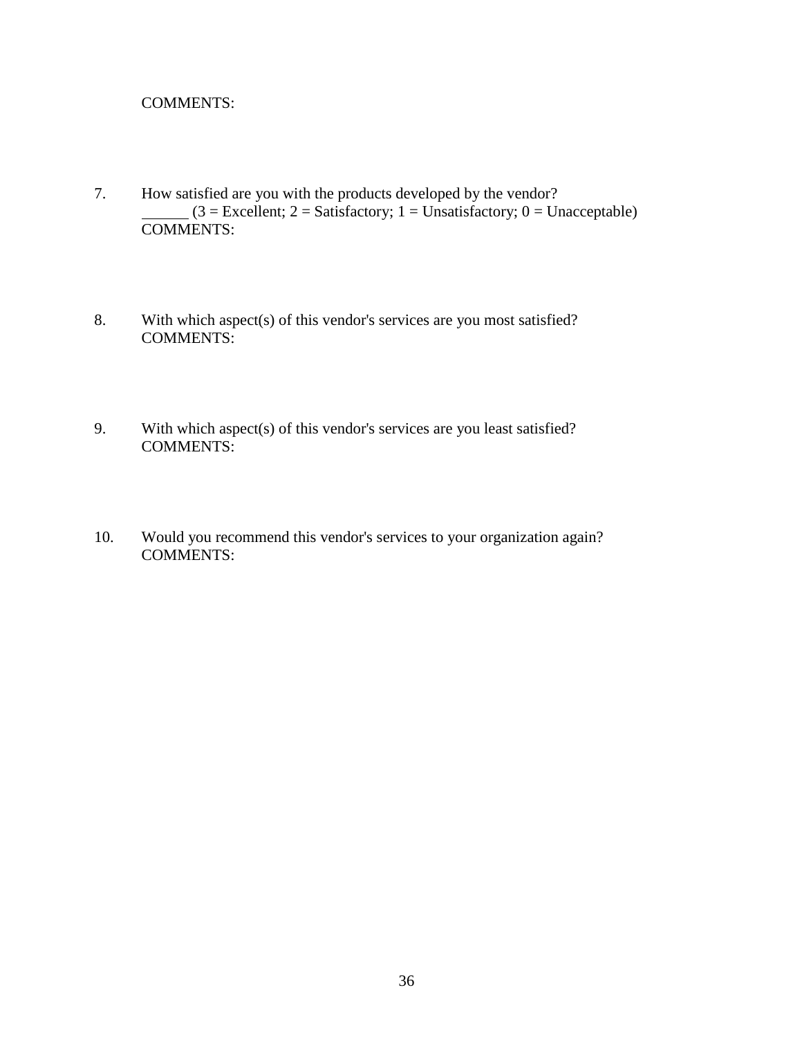COMMENTS:

7. How satisfied are you with the products developed by the vendor?
   ______ (3 = Excellent; 2 = Satisfactory; 1 = Unsatisfactory; 0 = Unacceptable)
   COMMENTS:

8. With which aspect(s) of this vendor's services are you most satisfied?
   COMMENTS:

9. With which aspect(s) of this vendor's services are you least satisfied?
   COMMENTS:

10. Would you recommend this vendor's services to your organization again?
    COMMENTS: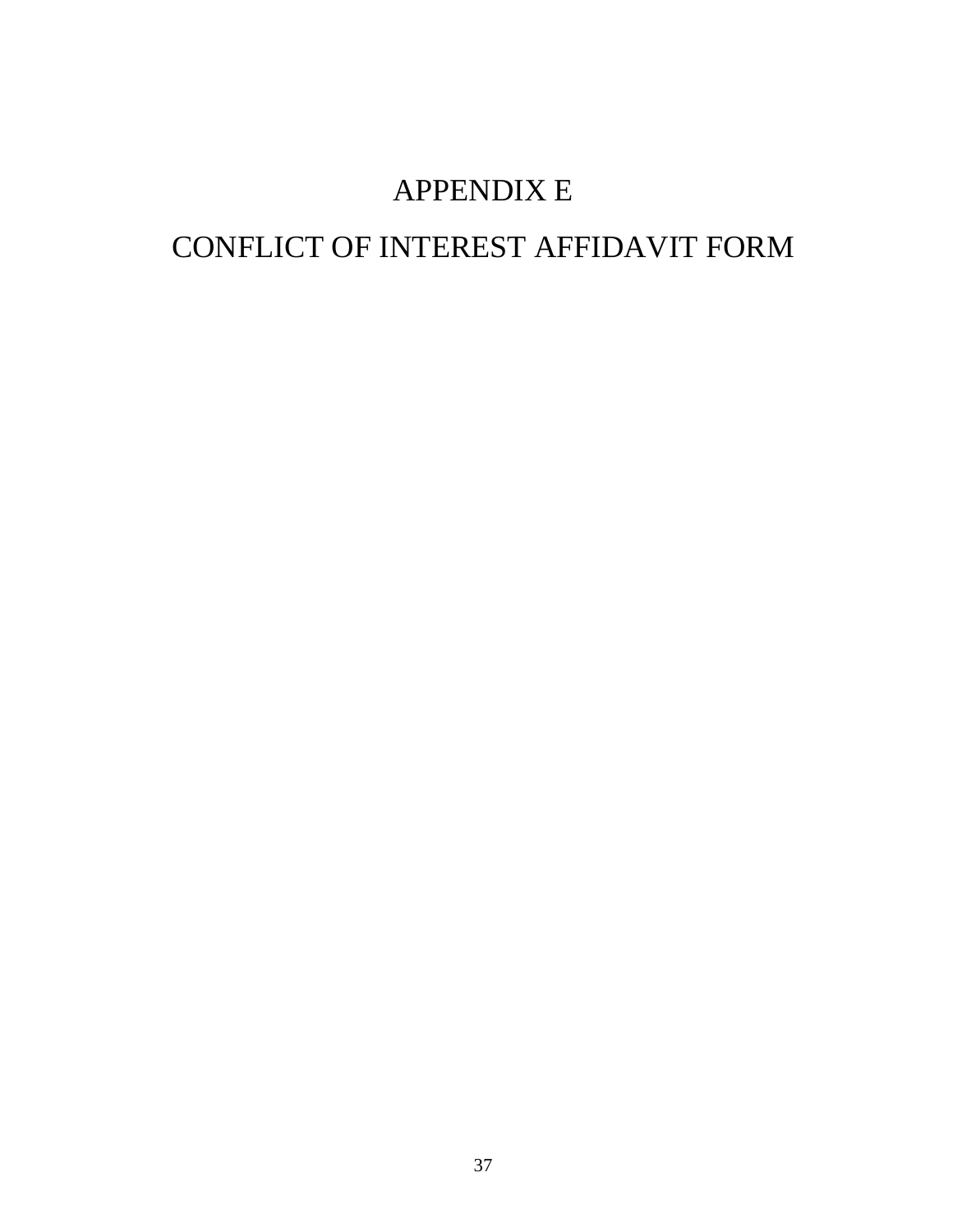# APPENDIX E

# CONFLICT OF INTEREST AFFIDAVIT FORM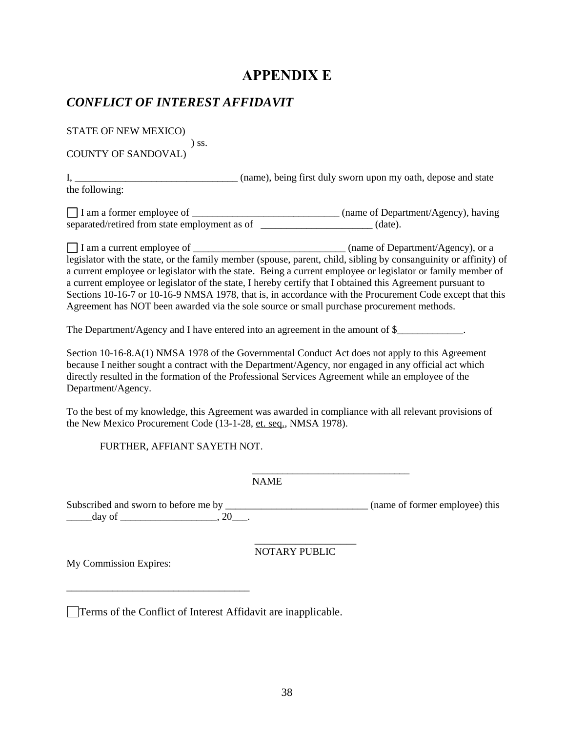# APPENDIX E

## *CONFLICT OF INTEREST AFFIDAVIT*

STATE OF NEW MEXICO)
) ss.
COUNTY OF SANDOVAL)

I, ________________________________ (name), being first duly sworn upon my oath, depose and state the following:

☐ I am a former employee of _____________________________ (name of Department/Agency), having separated/retired from state employment as of ______________________ (date).

☐ I am a current employee of ______________________________ (name of Department/Agency), or a legislator with the state, or the family member (spouse, parent, child, sibling by consanguinity or affinity) of a current employee or legislator with the state. Being a current employee or legislator or family member of a current employee or legislator of the state, I hereby certify that I obtained this Agreement pursuant to Sections 10-16-7 or 10-16-9 NMSA 1978, that is, in accordance with the Procurement Code except that this Agreement has NOT been awarded via the sole source or small purchase procurement methods.

The Department/Agency and I have entered into an agreement in the amount of $_____________.

Section 10-16-8.A(1) NMSA 1978 of the Governmental Conduct Act does not apply to this Agreement because I neither sought a contract with the Department/Agency, nor engaged in any official act which directly resulted in the formation of the Professional Services Agreement while an employee of the Department/Agency.

To the best of my knowledge, this Agreement was awarded in compliance with all relevant provisions of the New Mexico Procurement Code (13-1-28, et. seq., NMSA 1978).

FURTHER, AFFIANT SAYETH NOT.

_______________________________
NAME

Subscribed and sworn to before me by ____________________________ (name of former employee) this _____day of ___________________, 20___.

____________________
NOTARY PUBLIC

My Commission Expires:

___________________________________

☐ Terms of the Conflict of Interest Affidavit are inapplicable.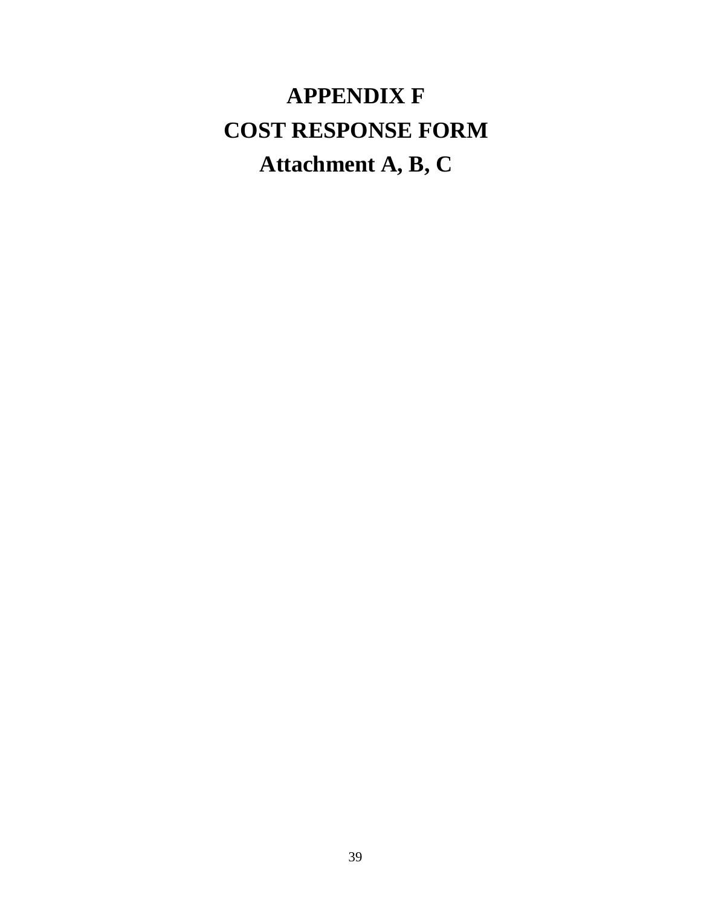# APPENDIX F
# COST RESPONSE FORM
# Attachment A, B, C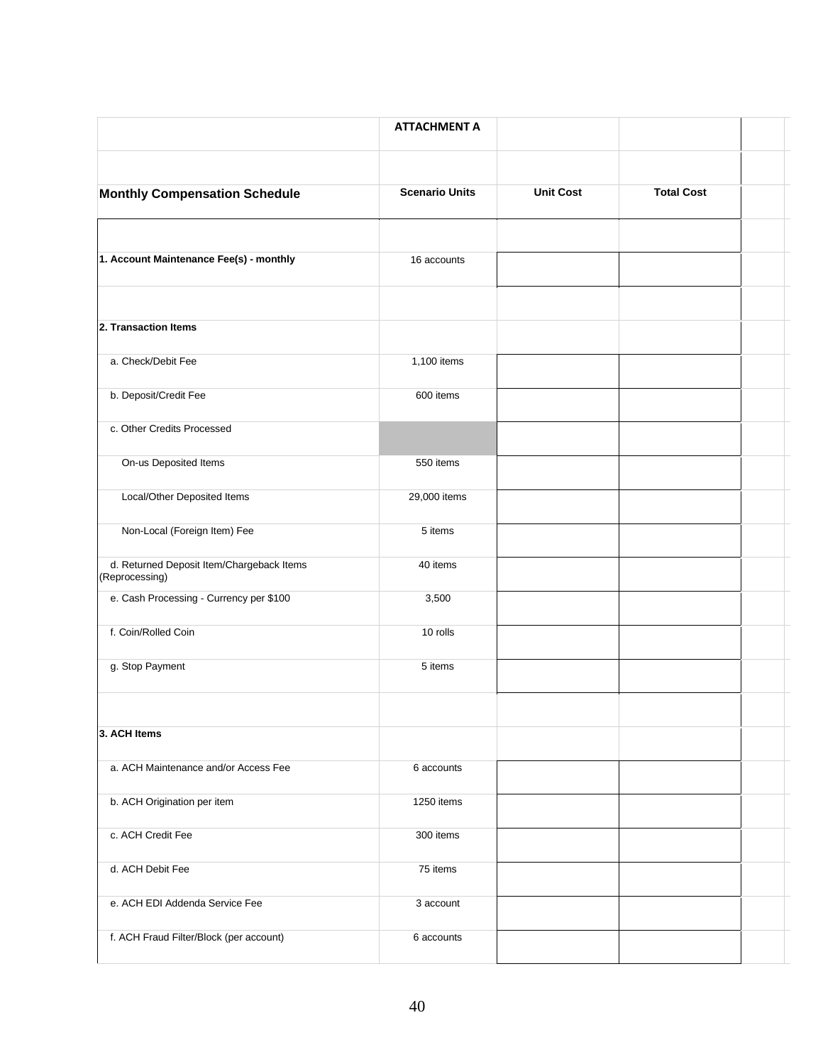| ATTACHMENT A | | | |
|---|---|---|---|
| **Monthly Compensation Schedule** | **Scenario Units** | **Unit Cost** | **Total Cost** |
| | | | |
| **1. Account Maintenance Fee(s) - monthly** | 16 accounts | | |
| | | | |
| **2. Transaction Items** | | | |
| a. Check/Debit Fee | 1,100 items | | |
| b. Deposit/Credit Fee | 600 items | | |
| c. Other Credits Processed | | | |
| On-us Deposited Items | 550 items | | |
| Local/Other Deposited Items | 29,000 items | | |
| Non-Local (Foreign Item) Fee | 5 items | | |
| d. Returned Deposit Item/Chargeback Items (Reprocessing) | 40 items | | |
| e. Cash Processing - Currency per $100 | 3,500 | | |
| f. Coin/Rolled Coin | 10 rolls | | |
| g. Stop Payment | 5 items | | |
| | | | |
| **3. ACH Items** | | | |
| a. ACH Maintenance and/or Access Fee | 6 accounts | | |
| b. ACH Origination per item | 1250 items | | |
| c. ACH Credit Fee | 300 items | | |
| d. ACH Debit Fee | 75 items | | |
| e. ACH EDI Addenda Service Fee | 3 account | | |
| f. ACH Fraud Filter/Block (per account) | 6 accounts | | |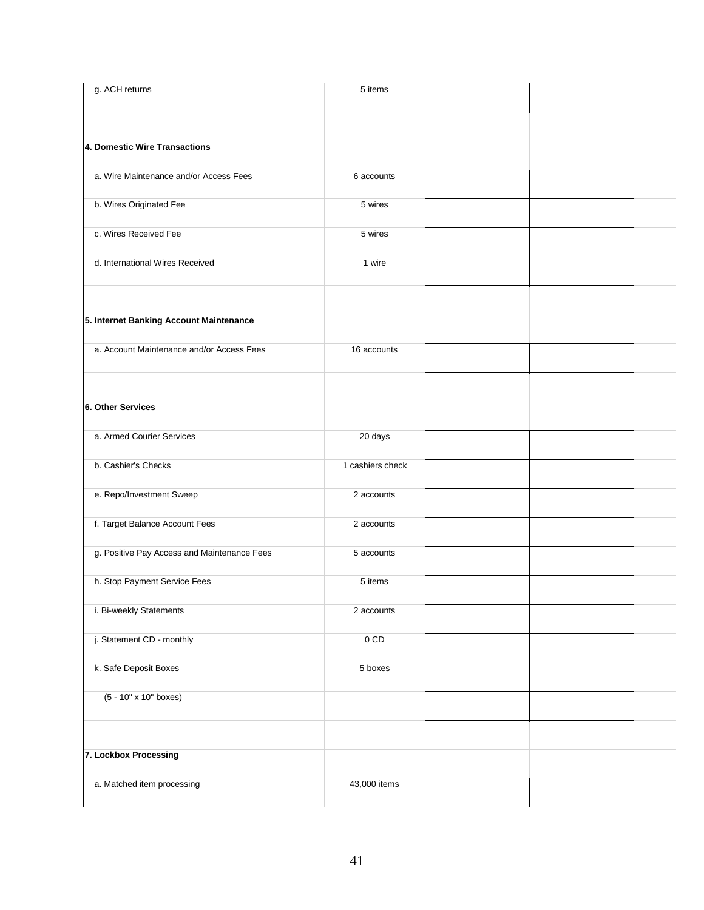| | | | | |
|---|---|---|---|---|
| g. ACH returns | 5 items | | | |
| | | | | |
| **4. Domestic Wire Transactions** | | | | |
| a. Wire Maintenance and/or Access Fees | 6 accounts | | | |
| b. Wires Originated Fee | 5 wires | | | |
| c. Wires Received Fee | 5 wires | | | |
| d. International Wires Received | 1 wire | | | |
| | | | | |
| **5. Internet Banking Account Maintenance** | | | | |
| a. Account Maintenance and/or Access Fees | 16 accounts | | | |
| | | | | |
| **6. Other Services** | | | | |
| a. Armed Courier Services | 20 days | | | |
| b. Cashier's Checks | 1 cashiers check | | | |
| e. Repo/Investment Sweep | 2 accounts | | | |
| f. Target Balance Account Fees | 2 accounts | | | |
| g. Positive Pay Access and Maintenance Fees | 5 accounts | | | |
| h. Stop Payment Service Fees | 5 items | | | |
| i. Bi-weekly Statements | 2 accounts | | | |
| j. Statement CD - monthly | 0 CD | | | |
| k. Safe Deposit Boxes | 5 boxes | | | |
| (5 - 10" x 10" boxes) | | | | |
| | | | | |
| **7. Lockbox Processing** | | | | |
| a. Matched item processing | 43,000 items | | | |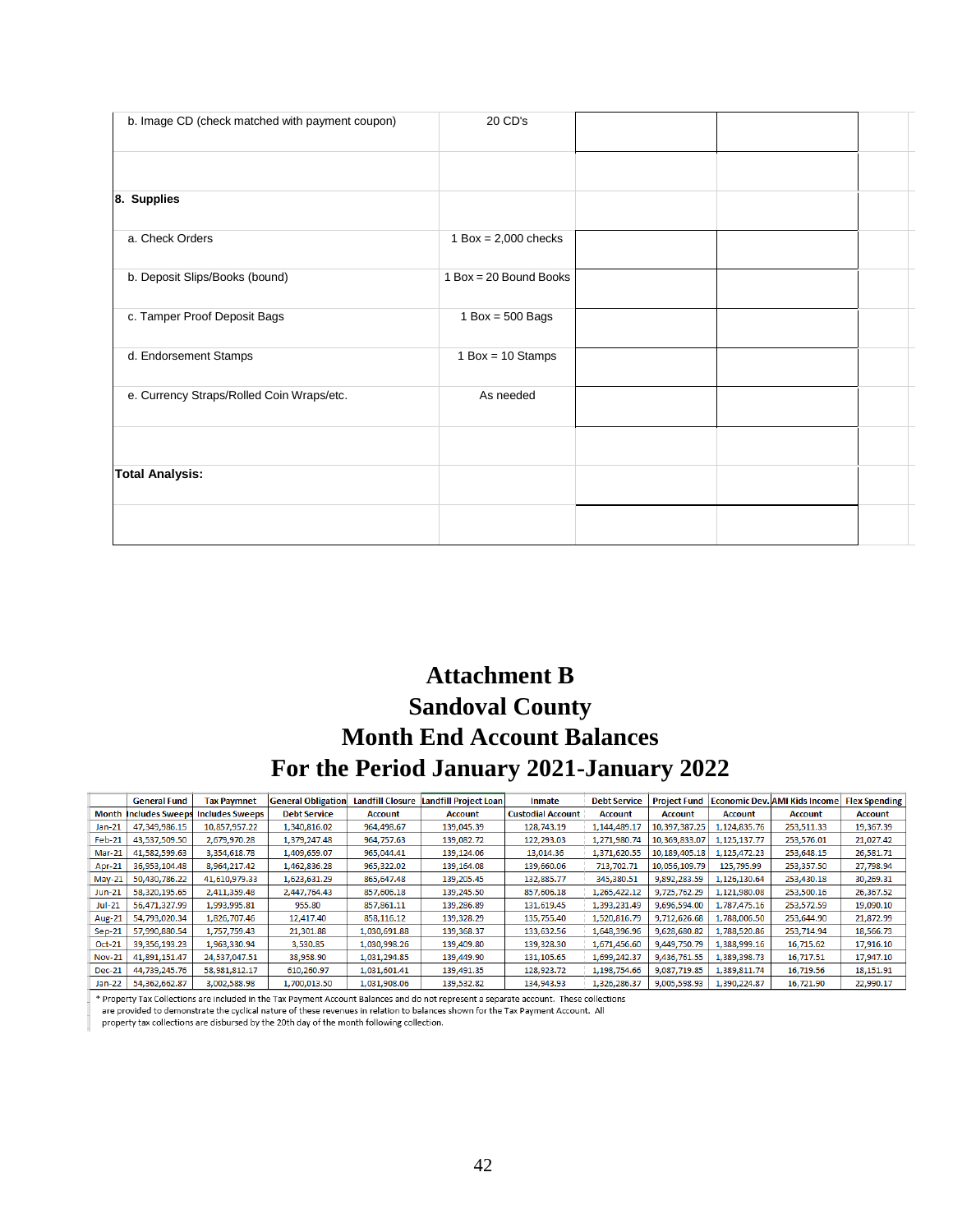| | | | | |
|---|---|---|---|---|
| b. Image CD (check matched with payment coupon) | 20 CD's | | | |
| | | | | |
| **8. Supplies** | | | | |
| a. Check Orders | 1 Box = 2,000 checks | | | |
| b. Deposit Slips/Books (bound) | 1 Box = 20 Bound Books | | | |
| c. Tamper Proof Deposit Bags | 1 Box = 500 Bags | | | |
| d. Endorsement Stamps | 1 Box = 10 Stamps | | | |
| e. Currency Straps/Rolled Coin Wraps/etc. | As needed | | | |
| | | | | |
| **Total Analysis:** | | | | |
| | | | | |

# Attachment B
# Sandoval County
# Month End Account Balances
# For the Period January 2021-January 2022

| Month | General Fund Includes Sweeps | Tax Paymnet Includes Sweeps | General Obligation Debt Service | Landfill Closure Account | Landfill Project Loan Account | Inmate Custodial Account | Debt Service Account | Project Fund Account | Economic Dev. Account | AMI Kids Income Account | Flex Spending Account |
|---|---|---|---|---|---|---|---|---|---|---|---|
| Jan-21 | 47,349,986.15 | 10,857,957.22 | 1,340,816.02 | 964,498.67 | 139,045.39 | 128,743.19 | 1,144,489.17 | 10,397,387.25 | 1,124,835.76 | 253,511.33 | 19,367.39 |
| Feb-21 | 43,537,509.50 | 2,679,970.28 | 1,379,247.48 | 964,757.63 | 139,082.72 | 122,293.03 | 1,271,980.74 | 10,369,833.07 | 1,125,137.77 | 253,576.01 | 21,027.42 |
| Mar-21 | 41,582,599.63 | 3,354,618.78 | 1,409,659.07 | 965,044.41 | 139,124.06 | 13,014.36 | 1,371,620.55 | 10,189,405.18 | 1,125,472.23 | 253,648.15 | 26,581.71 |
| Apr-21 | 36,953,104.48 | 8,964,217.42 | 1,462,836.28 | 965,322.02 | 139,164.08 | 139,660.06 | 713,702.71 | 10,056,109.79 | 125,795.99 | 253,357.50 | 27,798.94 |
| May-21 | 50,430,786.22 | 41,610,979.33 | 1,623,631.29 | 865,647.48 | 139,205.45 | 132,885.77 | 345,380.51 | 9,892,283.59 | 1,126,130.64 | 253,430.18 | 30,269.31 |
| Jun-21 | 58,320,195.65 | 2,411,359.48 | 2,447,764.43 | 857,606.18 | 139,245.50 | 857,606.18 | 1,265,422.12 | 9,725,762.29 | 1,121,980.08 | 253,500.16 | 26,367.52 |
| Jul-21 | 56,471,327.99 | 1,993,995.81 | 955.80 | 857,861.11 | 139,286.89 | 131,619.45 | 1,393,231.49 | 9,696,594.00 | 1,787,475.16 | 253,572.59 | 19,090.10 |
| Aug-21 | 54,793,020.34 | 1,826,707.46 | 12,417.40 | 858,116.12 | 139,328.29 | 135,755.40 | 1,520,816.79 | 9,712,626.68 | 1,788,006.50 | 253,644.90 | 21,872.99 |
| Sep-21 | 57,990,880.54 | 1,757,759.43 | 21,301.88 | 1,030,691.88 | 139,368.37 | 133,632.56 | 1,648,396.96 | 9,628,680.82 | 1,788,520.86 | 253,714.94 | 18,566.73 |
| Oct-21 | 39,356,193.23 | 1,963,330.94 | 3,530.85 | 1,030,998.26 | 139,409.80 | 139,328.30 | 1,671,456.60 | 9,449,750.79 | 1,388,999.16 | 16,715.62 | 17,916.10 |
| Nov-21 | 41,891,151.47 | 24,537,047.51 | 38,958.90 | 1,031,294.85 | 139,449.90 | 131,105.65 | 1,699,242.37 | 9,436,761.55 | 1,389,398.73 | 16,717.51 | 17,947.10 |
| Dec-21 | 44,739,245.76 | 58,981,812.17 | 610,260.97 | 1,031,601.41 | 139,491.35 | 128,923.72 | 1,198,754.66 | 9,087,719.85 | 1,389,811.74 | 16,719.56 | 18,151.91 |
| Jan-22 | 54,362,662.87 | 3,002,588.98 | 1,700,013.50 | 1,031,908.06 | 139,532.82 | 134,943.93 | 1,326,286.37 | 9,005,598.93 | 1,390,224.87 | 16,721.90 | 22,990.17 |

* Property Tax Collections are included in the Tax Payment Account Balances and do not represent a separate account. These collections are provided to demonstrate the cyclical nature of these revenues in relation to balances shown for the Tax Payment Account. All property tax collections are disbursed by the 20th day of the month following collection.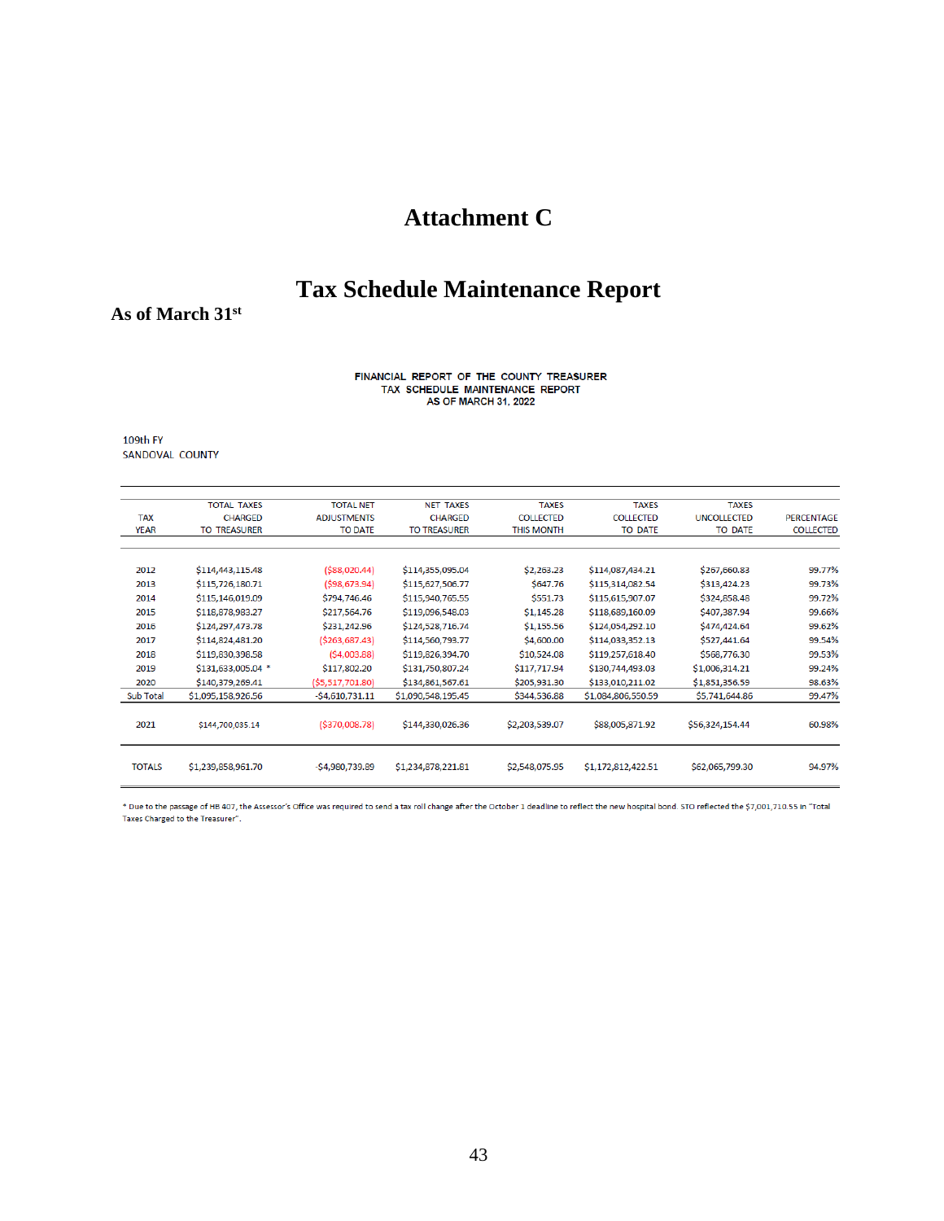# Attachment C

# Tax Schedule Maintenance Report

**As of March 31st**

FINANCIAL REPORT OF THE COUNTY TREASURER
TAX SCHEDULE MAINTENANCE REPORT
AS OF MARCH 31, 2022

109th FY
SANDOVAL COUNTY

| TAX YEAR | TOTAL TAXES CHARGED TO TREASURER | TOTAL NET ADJUSTMENTS TO DATE | NET TAXES CHARGED TO TREASURER | TAXES COLLECTED THIS MONTH | TAXES COLLECTED TO DATE | TAXES UNCOLLECTED TO DATE | PERCENTAGE COLLECTED |
|---|---|---|---|---|---|---|---|
| 2012 | $114,443,115.48 | ($88,020.44) | $114,355,095.04 | $2,263.23 | $114,087,434.21 | $267,660.83 | 99.77% |
| 2013 | $115,726,180.71 | ($98,673.94) | $115,627,506.77 | $647.76 | $115,314,082.54 | $313,424.23 | 99.73% |
| 2014 | $115,146,019.09 | $794,746.46 | $115,940,765.55 | $551.73 | $115,615,907.07 | $324,858.48 | 99.72% |
| 2015 | $118,878,983.27 | $217,564.76 | $119,096,548.03 | $1,145.28 | $118,689,160.09 | $407,387.94 | 99.66% |
| 2016 | $124,297,473.78 | $231,242.96 | $124,528,716.74 | $1,155.56 | $124,054,292.10 | $474,424.64 | 99.62% |
| 2017 | $114,824,481.20 | ($263,687.43) | $114,560,793.77 | $4,600.00 | $114,033,352.13 | $527,441.64 | 99.54% |
| 2018 | $119,830,398.58 | ($4,003.88) | $119,826,394.70 | $10,524.08 | $119,257,618.40 | $568,776.30 | 99.53% |
| 2019 | $131,633,005.04 * | $117,802.20 | $131,750,807.24 | $117,717.94 | $130,744,493.03 | $1,006,314.21 | 99.24% |
| 2020 | $140,379,269.41 | ($5,517,701.80) | $134,861,567.61 | $205,931.30 | $133,010,211.02 | $1,851,356.59 | 98.63% |
| Sub Total | $1,095,158,926.56 | -$4,610,731.11 | $1,090,548,195.45 | $344,536.88 | $1,084,806,550.59 | $5,741,644.86 | 99.47% |
| 2021 | $144,700,035.14 | ($370,008.78) | $144,330,026.36 | $2,203,539.07 | $88,005,871.92 | $56,324,154.44 | 60.98% |
| TOTALS | $1,239,858,961.70 | -$4,980,739.89 | $1,234,878,221.81 | $2,548,075.95 | $1,172,812,422.51 | $62,065,799.30 | 94.97% |

* Due to the passage of HB 407, the Assessor's Office was required to send a tax roll change after the October 1 deadline to reflect the new hospital bond. STO reflected the $7,001,710.55 in "Total Taxes Charged to the Treasurer".